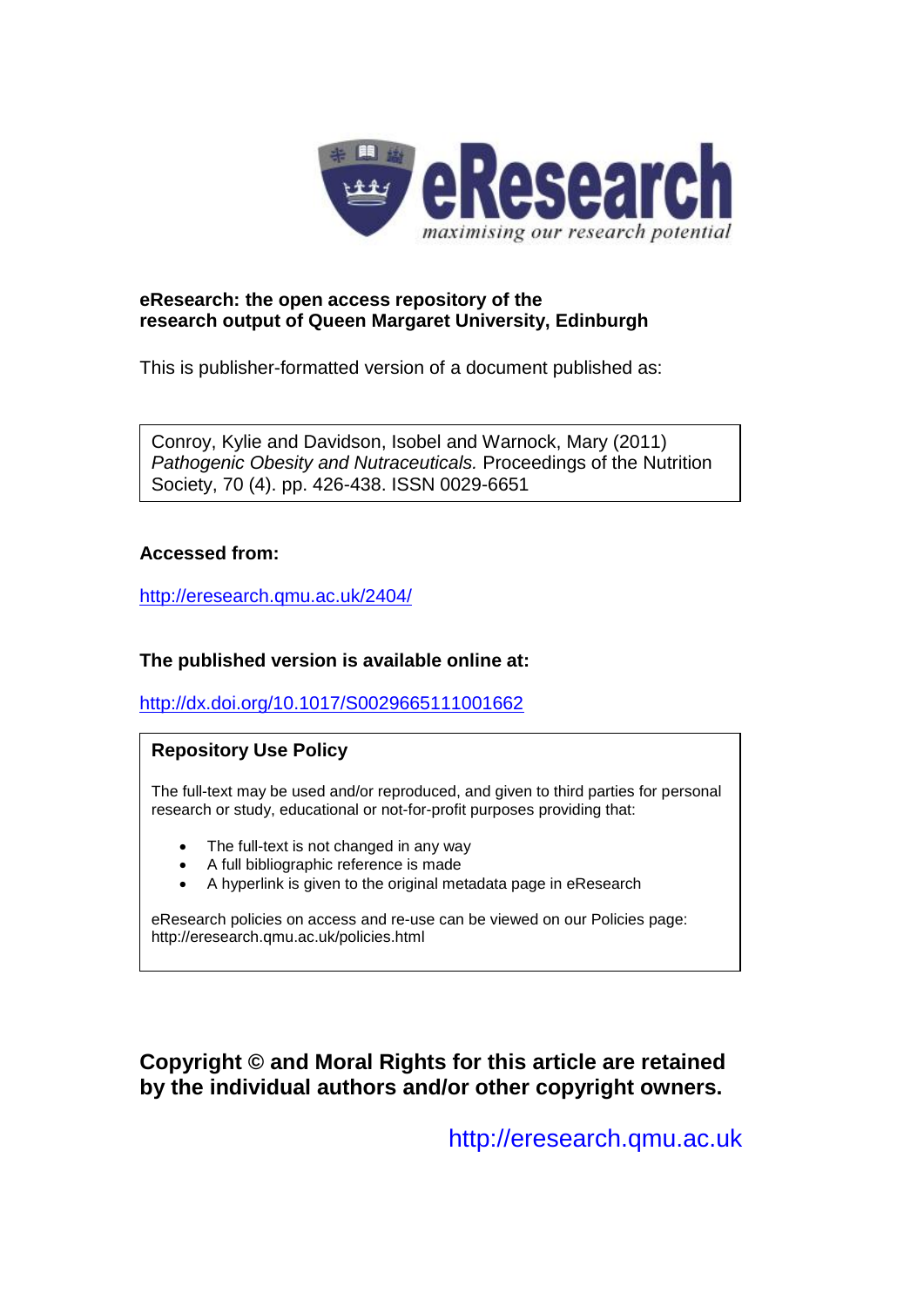**eResearch: the open access repository of the research output of Queen Margaret University, Edinburgh**

This is publisher-formatted version of a document published as:

Conroy, Kylie and Davidson, Isobel and Warnock, Mary (2011) *Pathogenic Obesity and Nutraceuticals.* Proceedings of the Nutrition Society, 70 (4). pp. 426-438. ISSN 0029-6651

**Accessed from:**

http://eresearch.qmu.ac.uk/2404/

**The published version is available online at:**

http://dx.doi.org/10.1017/S0029665111001662

**Repository Use Policy**

The full-text may be used and/or reproduced, and given to third parties for personal research or study, educational or not-for-profit purposes providing that:

- The full-text is not changed in any way
- A full bibliographic reference is made
- A hyperlink is given to the original metadata page in eResearch

eResearch policies on access and re-use can be viewed on our Policies page: http://eresearch.qmu.ac.uk/policies.html

**Copyright © and Moral Rights for this article are retained by the individual authors and/or other copyright owners.**

http://eresearch.qmu.ac.uk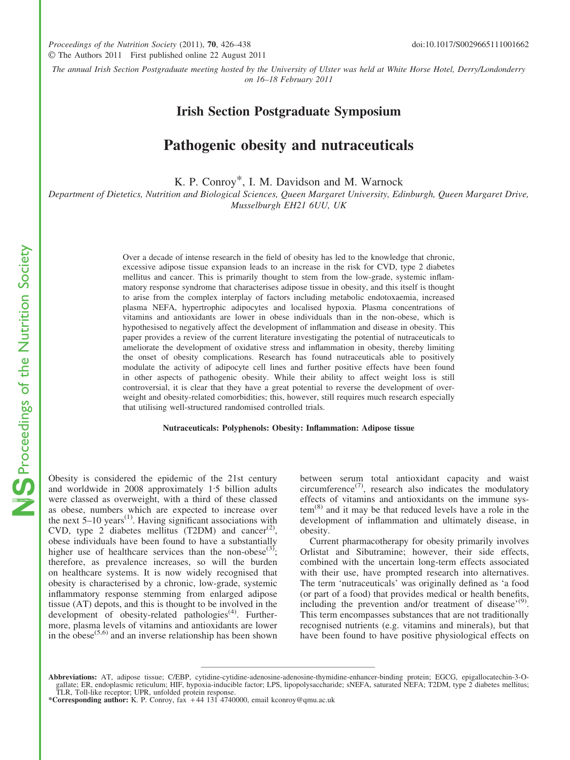# Irish Section Postgraduate Symposium

# Pathogenic obesity and nutraceuticals

K. P. Conroy*, I. M. Davidson and M. Warnock

*Department of Dietetics, Nutrition and Biological Sciences, Queen Margaret University, Edinburgh, Queen Margaret Drive, Musselburgh EH21 6UU, UK*

Over a decade of intense research in the field of obesity has led to the knowledge that chronic, excessive adipose tissue expansion leads to an increase in the risk for CVD, type 2 diabetes mellitus and cancer. This is primarily thought to stem from the low-grade, systemic inflammatory response syndrome that characterises adipose tissue in obesity, and this itself is thought to arise from the complex interplay of factors including metabolic endotoxaemia, increased plasma NEFA, hypertrophic adipocytes and localised hypoxia. Plasma concentrations of vitamins and antioxidants are lower in obese individuals than in the non-obese, which is hypothesised to negatively affect the development of inflammation and disease in obesity. This paper provides a review of the current literature investigating the potential of nutraceuticals to ameliorate the development of oxidative stress and inflammation in obesity, thereby limiting the onset of obesity complications. Research has found nutraceuticals able to positively modulate the activity of adipocyte cell lines and further positive effects have been found in other aspects of pathogenic obesity. While their ability to affect weight loss is still controversial, it is clear that they have a great potential to reverse the development of overweight and obesity-related comorbidities; this, however, still requires much research especially that utilising well-structured randomised controlled trials.

**Nutraceuticals: Polyphenols: Obesity: Inflammation: Adipose tissue**

Obesity is considered the epidemic of the 21st century and worldwide in 2008 approximately 1·5 billion adults were classed as overweight, with a third of these classed as obese, numbers which are expected to increase over the next 5–10 years[1]. Having significant associations with CVD, type 2 diabetes mellitus (T2DM) and cancer[2], obese individuals have been found to have a substantially higher use of healthcare services than the non-obese[3]; therefore, as prevalence increases, so will the burden on healthcare systems. It is now widely recognised that obesity is characterised by a chronic, low-grade, systemic inflammatory response stemming from enlarged adipose tissue (AT) depots, and this is thought to be involved in the development of obesity-related pathologies[4]. Furthermore, plasma levels of vitamins and antioxidants are lower in the obese[5,6] and an inverse relationship has been shown between serum total antioxidant capacity and waist circumference[7], research also indicates the modulatory effects of vitamins and antioxidants on the immune system[8] and it may be that reduced levels have a role in the development of inflammation and ultimately disease, in obesity.

Current pharmacotherapy for obesity primarily involves Orlistat and Sibutramine; however, their side effects, combined with the uncertain long-term effects associated with their use, have prompted research into alternatives. The term 'nutraceuticals' was originally defined as 'a food (or part of a food) that provides medical or health benefits, including the prevention and/or treatment of disease'[9]. This term encompasses substances that are not traditionally recognised nutrients (e.g. vitamins and minerals), but that have been found to have positive physiological effects on

**Abbreviations:** AT, adipose tissue; C/EBP, cytidine-cytidine-adenosine-adenosine-thymidine-enhancer-binding protein; EGCG, epigallocatechin-3-O-gallate; ER, endoplasmic reticulum; HIF, hypoxia-inducible factor; LPS, lipopolysaccharide; sNEFA, saturated NEFA; T2DM, type 2 diabetes mellitus; TLR, Toll-like receptor; UPR, unfolded protein response.

***Corresponding author:** K. P. Conroy, fax +44 131 4740000, email kconroy@qmu.ac.uk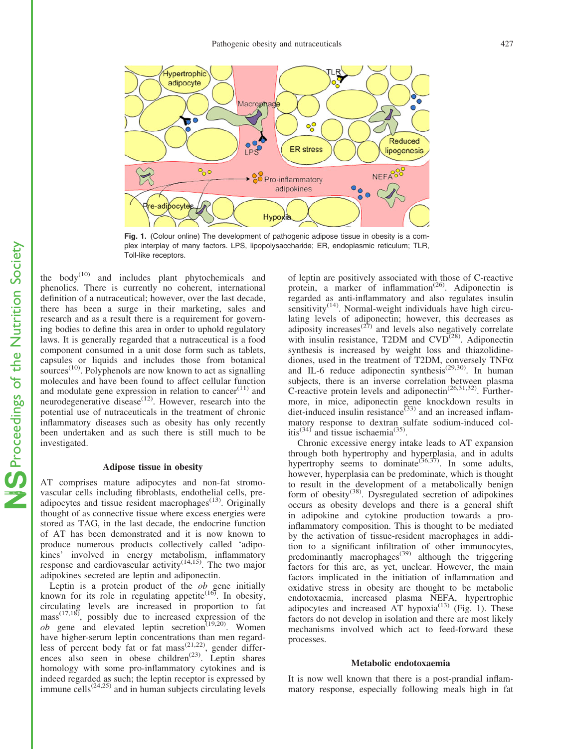Fig. 1. (Colour online) The development of pathogenic adipose tissue in obesity is a complex interplay of many factors. LPS, lipopolysaccharide; ER, endoplasmic reticulum; TLR, Toll-like receptors.

the body[10] and includes plant phytochemicals and phenolics. There is currently no coherent, international definition of a nutraceutical; however, over the last decade, there has been a surge in their marketing, sales and research and as a result there is a requirement for governing bodies to define this area in order to uphold regulatory laws. It is generally regarded that a nutraceutical is a food component consumed in a unit dose form such as tablets, capsules or liquids and includes those from botanical sources[10]. Polyphenols are now known to act as signalling molecules and have been found to affect cellular function and modulate gene expression in relation to cancer[11] and neurodegenerative disease[12]. However, research into the potential use of nutraceuticals in the treatment of chronic inflammatory diseases such as obesity has only recently been undertaken and as such there is still much to be investigated.

## Adipose tissue in obesity

AT comprises mature adipocytes and non-fat stromovascular cells including fibroblasts, endothelial cells, preadipocytes and tissue resident macrophages[13]. Originally thought of as connective tissue where excess energies were stored as TAG, in the last decade, the endocrine function of AT has been demonstrated and it is now known to produce numerous products collectively called 'adipokines' involved in energy metabolism, inflammatory response and cardiovascular activity[14,15]. The two major adipokines secreted are leptin and adiponectin.

Leptin is a protein product of the *ob* gene initially known for its role in regulating appetite[16]. In obesity, circulating levels are increased in proportion to fat mass[17,18], possibly due to increased expression of the *ob* gene and elevated leptin secretion[19,20]. Women have higher-serum leptin concentrations than men regardless of percent body fat or fat mass[21,22], gender differences also seen in obese children[23]. Leptin shares homology with some pro-inflammatory cytokines and is indeed regarded as such; the leptin receptor is expressed by immune cells[24,25] and in human subjects circulating levels of leptin are positively associated with those of C-reactive protein, a marker of inflammation[26]. Adiponectin is regarded as anti-inflammatory and also regulates insulin sensitivity[14]. Normal-weight individuals have high circulating levels of adiponectin; however, this decreases as adiposity increases[27] and levels also negatively correlate with insulin resistance, T2DM and CVD[28]. Adiponectin synthesis is increased by weight loss and thiazolidinediones, used in the treatment of T2DM, conversely TNFα and IL-6 reduce adiponectin synthesis[29,30]. In human subjects, there is an inverse correlation between plasma C-reactive protein levels and adiponectin[26,31,32]. Furthermore, in mice, adiponectin gene knockdown results in diet-induced insulin resistance[33] and an increased inflammatory response to dextran sulfate sodium-induced colitis[34] and tissue ischaemia[35].

Chronic excessive energy intake leads to AT expansion through both hypertrophy and hyperplasia, and in adults hypertrophy seems to dominate[36,37]. In some adults, however, hyperplasia can be predominate, which is thought to result in the development of a metabolically benign form of obesity[38]. Dysregulated secretion of adipokines occurs as obesity develops and there is a general shift in adipokine and cytokine production towards a pro-inflammatory composition. This is thought to be mediated by the activation of tissue-resident macrophages in addition to a significant infiltration of other immunocytes, predominantly macrophages[39] although the triggering factors for this are, as yet, unclear. However, the main factors implicated in the initiation of inflammation and oxidative stress in obesity are thought to be metabolic endotoxaemia, increased plasma NEFA, hypertrophic adipocytes and increased AT hypoxia[13] (Fig. 1). These factors do not develop in isolation and there are most likely mechanisms involved which act to feed-forward these processes.

## Metabolic endotoxaemia

It is now well known that there is a post-prandial inflammatory response, especially following meals high in fat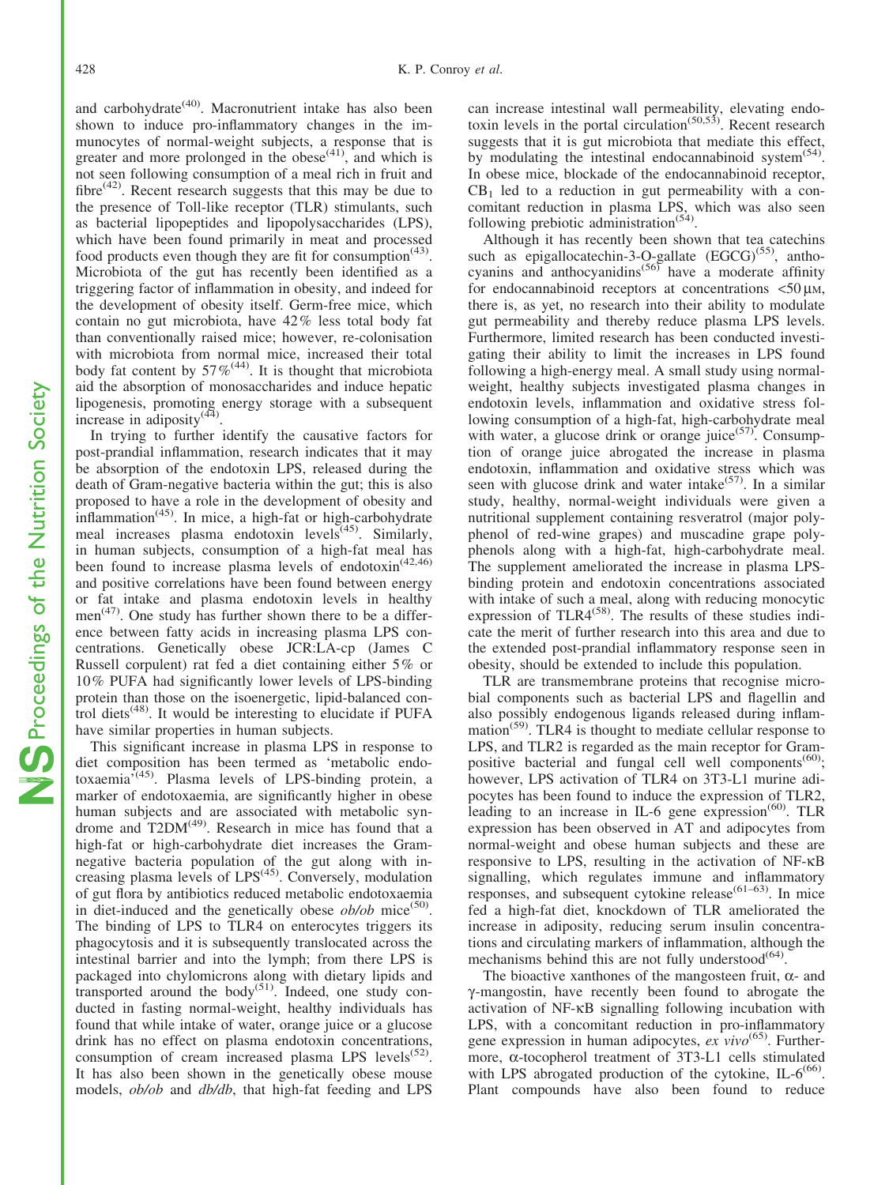and carbohydrate[40]. Macronutrient intake has also been shown to induce pro-inflammatory changes in the immunocytes of normal-weight subjects, a response that is greater and more prolonged in the obese[41], and which is not seen following consumption of a meal rich in fruit and fibre[42]. Recent research suggests that this may be due to the presence of Toll-like receptor (TLR) stimulants, such as bacterial lipopeptides and lipopolysaccharides (LPS), which have been found primarily in meat and processed food products even though they are fit for consumption[43]. Microbiota of the gut has recently been identified as a triggering factor of inflammation in obesity, and indeed for the development of obesity itself. Germ-free mice, which contain no gut microbiota, have 42% less total body fat than conventionally raised mice; however, re-colonisation with microbiota from normal mice, increased their total body fat content by 57%[44]. It is thought that microbiota aid the absorption of monosaccharides and induce hepatic lipogenesis, promoting energy storage with a subsequent increase in adiposity[44].

In trying to further identify the causative factors for post-prandial inflammation, research indicates that it may be absorption of the endotoxin LPS, released during the death of Gram-negative bacteria within the gut; this is also proposed to have a role in the development of obesity and inflammation[45]. In mice, a high-fat or high-carbohydrate meal increases plasma endotoxin levels[45]. Similarly, in human subjects, consumption of a high-fat meal has been found to increase plasma levels of endotoxin[42,46] and positive correlations have been found between energy or fat intake and plasma endotoxin levels in healthy men[47]. One study has further shown there to be a difference between fatty acids in increasing plasma LPS concentrations. Genetically obese JCR:LA-cp (James C Russell corpulent) rat fed a diet containing either 5% or 10% PUFA had significantly lower levels of LPS-binding protein than those on the isoenergetic, lipid-balanced control diets[48]. It would be interesting to elucidate if PUFA have similar properties in human subjects.

This significant increase in plasma LPS in response to diet composition has been termed as 'metabolic endotoxaemia'[45]. Plasma levels of LPS-binding protein, a marker of endotoxaemia, are significantly higher in obese human subjects and are associated with metabolic syndrome and T2DM[49]. Research in mice has found that a high-fat or high-carbohydrate diet increases the Gram-negative bacteria population of the gut along with increasing plasma levels of LPS[45]. Conversely, modulation of gut flora by antibiotics reduced metabolic endotoxaemia in diet-induced and the genetically obese *ob/ob* mice[50]. The binding of LPS to TLR4 on enterocytes triggers its phagocytosis and it is subsequently translocated across the intestinal barrier and into the lymph; from there LPS is packaged into chylomicrons along with dietary lipids and transported around the body[51]. Indeed, one study conducted in fasting normal-weight, healthy individuals has found that while intake of water, orange juice or a glucose drink has no effect on plasma endotoxin concentrations, consumption of cream increased plasma LPS levels[52]. It has also been shown in the genetically obese mouse models, *ob/ob* and *db/db*, that high-fat feeding and LPS can increase intestinal wall permeability, elevating endotoxin levels in the portal circulation[50,53]. Recent research suggests that it is gut microbiota that mediate this effect, by modulating the intestinal endocannabinoid system[54]. In obese mice, blockade of the endocannabinoid receptor, $CB_1$ led to a reduction in gut permeability with a concomitant reduction in plasma LPS, which was also seen following prebiotic administration[54].

Although it has recently been shown that tea catechins such as epigallocatechin-3-O-gallate (EGCG)[55], anthocyanins and anthocyanidins[56] have a moderate affinity for endocannabinoid receptors at concentrations $<50\,\mu$M, there is, as yet, no research into their ability to modulate gut permeability and thereby reduce plasma LPS levels. Furthermore, limited research has been conducted investigating their ability to limit the increases in LPS found following a high-energy meal. A small study using normal-weight, healthy subjects investigated plasma changes in endotoxin levels, inflammation and oxidative stress following consumption of a high-fat, high-carbohydrate meal with water, a glucose drink or orange juice[57]. Consumption of orange juice abrogated the increase in plasma endotoxin, inflammation and oxidative stress which was seen with glucose drink and water intake[57]. In a similar study, healthy, normal-weight individuals were given a nutritional supplement containing resveratrol (major polyphenol of red-wine grapes) and muscadine grape polyphenols along with a high-fat, high-carbohydrate meal. The supplement ameliorated the increase in plasma LPS-binding protein and endotoxin concentrations associated with intake of such a meal, along with reducing monocytic expression of TLR4[58]. The results of these studies indicate the merit of further research into this area and due to the extended post-prandial inflammatory response seen in obesity, should be extended to include this population.

TLR are transmembrane proteins that recognise microbial components such as bacterial LPS and flagellin and also possibly endogenous ligands released during inflammation[59]. TLR4 is thought to mediate cellular response to LPS, and TLR2 is regarded as the main receptor for Gram-positive bacterial and fungal cell well components[60]; however, LPS activation of TLR4 on 3T3-L1 murine adipocytes has been found to induce the expression of TLR2, leading to an increase in IL-6 gene expression[60]. TLR expression has been observed in AT and adipocytes from normal-weight and obese human subjects and these are responsive to LPS, resulting in the activation of NF-κB signalling, which regulates immune and inflammatory responses, and subsequent cytokine release[61–63]. In mice fed a high-fat diet, knockdown of TLR ameliorated the increase in adiposity, reducing serum insulin concentrations and circulating markers of inflammation, although the mechanisms behind this are not fully understood[64].

The bioactive xanthones of the mangosteen fruit, α- and γ-mangostin, have recently been found to abrogate the activation of NF-κB signalling following incubation with LPS, with a concomitant reduction in pro-inflammatory gene expression in human adipocytes, *ex vivo*[65]. Furthermore, α-tocopherol treatment of 3T3-L1 cells stimulated with LPS abrogated production of the cytokine, IL-6[66]. Plant compounds have also been found to reduce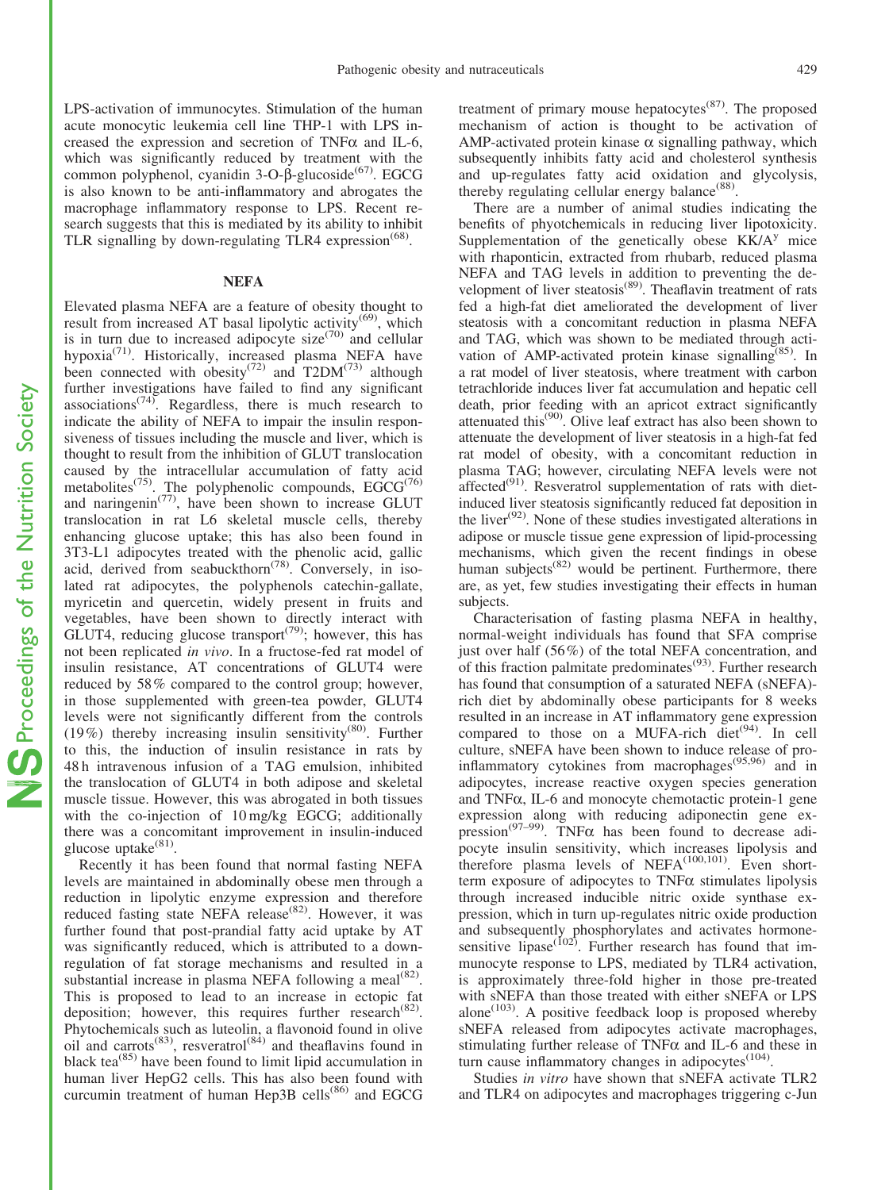LPS-activation of immunocytes. Stimulation of the human acute monocytic leukemia cell line THP-1 with LPS increased the expression and secretion of TNFα and IL-6, which was significantly reduced by treatment with the common polyphenol, cyanidin 3-O-β-glucoside[67]. EGCG is also known to be anti-inflammatory and abrogates the macrophage inflammatory response to LPS. Recent research suggests that this is mediated by its ability to inhibit TLR signalling by down-regulating TLR4 expression[68].

## NEFA

Elevated plasma NEFA are a feature of obesity thought to result from increased AT basal lipolytic activity[69], which is in turn due to increased adipocyte size[70] and cellular hypoxia[71]. Historically, increased plasma NEFA have been connected with obesity[72] and T2DM[73] although further investigations have failed to find any significant associations[74]. Regardless, there is much research to indicate the ability of NEFA to impair the insulin responsiveness of tissues including the muscle and liver, which is thought to result from the inhibition of GLUT translocation caused by the intracellular accumulation of fatty acid metabolites[75]. The polyphenolic compounds, EGCG[76] and naringenin[77], have been shown to increase GLUT translocation in rat L6 skeletal muscle cells, thereby enhancing glucose uptake; this has also been found in 3T3-L1 adipocytes treated with the phenolic acid, gallic acid, derived from seabuckthorn[78]. Conversely, in isolated rat adipocytes, the polyphenols catechin-gallate, myricetin and quercetin, widely present in fruits and vegetables, have been shown to directly interact with GLUT4, reducing glucose transport[79]; however, this has not been replicated *in vivo*. In a fructose-fed rat model of insulin resistance, AT concentrations of GLUT4 were reduced by 58 % compared to the control group; however, in those supplemented with green-tea powder, GLUT4 levels were not significantly different from the controls (19 %) thereby increasing insulin sensitivity[80]. Further to this, the induction of insulin resistance in rats by 48 h intravenous infusion of a TAG emulsion, inhibited the translocation of GLUT4 in both adipose and skeletal muscle tissue. However, this was abrogated in both tissues with the co-injection of 10 mg/kg EGCG; additionally there was a concomitant improvement in insulin-induced glucose uptake[81].

Recently it has been found that normal fasting NEFA levels are maintained in abdominally obese men through a reduction in lipolytic enzyme expression and therefore reduced fasting state NEFA release[82]. However, it was further found that post-prandial fatty acid uptake by AT was significantly reduced, which is attributed to a down-regulation of fat storage mechanisms and resulted in a substantial increase in plasma NEFA following a meal[82]. This is proposed to lead to an increase in ectopic fat deposition; however, this requires further research[82]. Phytochemicals such as luteolin, a flavonoid found in olive oil and carrots[83], resveratrol[84] and theaflavins found in black tea[85] have been found to limit lipid accumulation in human liver HepG2 cells. This has also been found with curcumin treatment of human Hep3B cells[86] and EGCG treatment of primary mouse hepatocytes[87]. The proposed mechanism of action is thought to be activation of AMP-activated protein kinase α signalling pathway, which subsequently inhibits fatty acid and cholesterol synthesis and up-regulates fatty acid oxidation and glycolysis, thereby regulating cellular energy balance[88].

There are a number of animal studies indicating the benefits of phytochemicals in reducing liver lipotoxicity. Supplementation of the genetically obese KK/A$^y$ mice with rhaponticin, extracted from rhubarb, reduced plasma NEFA and TAG levels in addition to preventing the development of liver steatosis[89]. Theaflavin treatment of rats fed a high-fat diet ameliorated the development of liver steatosis with a concomitant reduction in plasma NEFA and TAG, which was shown to be mediated through activation of AMP-activated protein kinase signalling[85]. In a rat model of liver steatosis, where treatment with carbon tetrachloride induces liver fat accumulation and hepatic cell death, prior feeding with an apricot extract significantly attenuated this[90]. Olive leaf extract has also been shown to attenuate the development of liver steatosis in a high-fat fed rat model of obesity, with a concomitant reduction in plasma TAG; however, circulating NEFA levels were not affected[91]. Resveratrol supplementation of rats with diet-induced liver steatosis significantly reduced fat deposition in the liver[92]. None of these studies investigated alterations in adipose or muscle tissue gene expression of lipid-processing mechanisms, which given the recent findings in obese human subjects[82] would be pertinent. Furthermore, there are, as yet, few studies investigating their effects in human subjects.

Characterisation of fasting plasma NEFA in healthy, normal-weight individuals has found that SFA comprise just over half (56 %) of the total NEFA concentration, and of this fraction palmitate predominates[93]. Further research has found that consumption of a saturated NEFA (sNEFA)-rich diet by abdominally obese participants for 8 weeks resulted in an increase in AT inflammatory gene expression compared to those on a MUFA-rich diet[94]. In cell culture, sNEFA have been shown to induce release of pro-inflammatory cytokines from macrophages[95,96] and in adipocytes, increase reactive oxygen species generation and TNFα, IL-6 and monocyte chemotactic protein-1 gene expression along with reducing adiponectin gene expression[97–99]. TNFα has been found to decrease adipocyte insulin sensitivity, which increases lipolysis and therefore plasma levels of NEFA[100,101]. Even short-term exposure of adipocytes to TNFα stimulates lipolysis through increased inducible nitric oxide synthase expression, which in turn up-regulates nitric oxide production and subsequently phosphorylates and activates hormone-sensitive lipase[102]. Further research has found that immunocyte response to LPS, mediated by TLR4 activation, is approximately three-fold higher in those pre-treated with sNEFA than those treated with either sNEFA or LPS alone[103]. A positive feedback loop is proposed whereby sNEFA released from adipocytes activate macrophages, stimulating further release of TNFα and IL-6 and these in turn cause inflammatory changes in adipocytes[104].

Studies *in vitro* have shown that sNEFA activate TLR2 and TLR4 on adipocytes and macrophages triggering c-Jun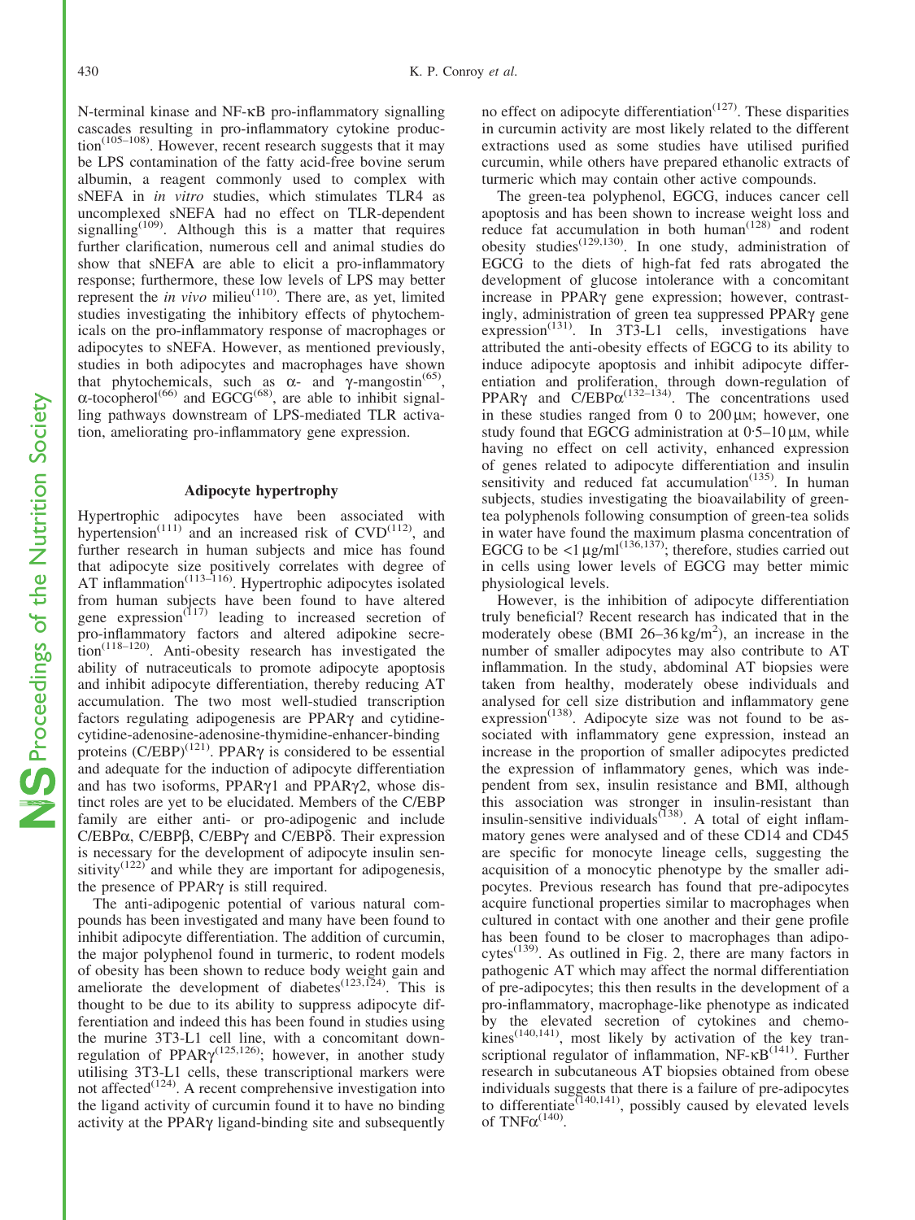N-terminal kinase and NF-κB pro-inflammatory signalling cascades resulting in pro-inflammatory cytokine production[105–108]. However, recent research suggests that it may be LPS contamination of the fatty acid-free bovine serum albumin, a reagent commonly used to complex with sNEFA in *in vitro* studies, which stimulates TLR4 as uncomplexed sNEFA had no effect on TLR-dependent signalling[109]. Although this is a matter that requires further clarification, numerous cell and animal studies do show that sNEFA are able to elicit a pro-inflammatory response; furthermore, these low levels of LPS may better represent the *in vivo* milieu[110]. There are, as yet, limited studies investigating the inhibitory effects of phytochemicals on the pro-inflammatory response of macrophages or adipocytes to sNEFA. However, as mentioned previously, studies in both adipocytes and macrophages have shown that phytochemicals, such as α- and γ-mangostin[65], α-tocopherol[66] and EGCG[68], are able to inhibit signalling pathways downstream of LPS-mediated TLR activation, ameliorating pro-inflammatory gene expression.

## Adipocyte hypertrophy

Hypertrophic adipocytes have been associated with hypertension[111] and an increased risk of CVD[112], and further research in human subjects and mice has found that adipocyte size positively correlates with degree of AT inflammation[113–116]. Hypertrophic adipocytes isolated from human subjects have been found to have altered gene expression[117] leading to increased secretion of pro-inflammatory factors and altered adipokine secretion[118–120]. Anti-obesity research has investigated the ability of nutraceuticals to promote adipocyte apoptosis and inhibit adipocyte differentiation, thereby reducing AT accumulation. The two most well-studied transcription factors regulating adipogenesis are PPARγ and cytidine-cytidine-adenosine-adenosine-thymidine-enhancer-binding proteins (C/EBP)[121]. PPARγ is considered to be essential and adequate for the induction of adipocyte differentiation and has two isoforms, PPARγ1 and PPARγ2, whose distinct roles are yet to be elucidated. Members of the C/EBP family are either anti- or pro-adipogenic and include C/EBPα, C/EBPβ, C/EBPγ and C/EBPδ. Their expression is necessary for the development of adipocyte insulin sensitivity[122] and while they are important for adipogenesis, the presence of PPARγ is still required.

The anti-adipogenic potential of various natural compounds has been investigated and many have been found to inhibit adipocyte differentiation. The addition of curcumin, the major polyphenol found in turmeric, to rodent models of obesity has been shown to reduce body weight gain and ameliorate the development of diabetes[123,124]. This is thought to be due to its ability to suppress adipocyte differentiation and indeed this has been found in studies using the murine 3T3-L1 cell line, with a concomitant down-regulation of PPARγ[125,126]; however, in another study utilising 3T3-L1 cells, these transcriptional markers were not affected[124]. A recent comprehensive investigation into the ligand activity of curcumin found it to have no binding activity at the PPARγ ligand-binding site and subsequently no effect on adipocyte differentiation[127]. These disparities in curcumin activity are most likely related to the different extractions used as some studies have utilised purified curcumin, while others have prepared ethanolic extracts of turmeric which may contain other active compounds.

The green-tea polyphenol, EGCG, induces cancer cell apoptosis and has been shown to increase weight loss and reduce fat accumulation in both human[128] and rodent obesity studies[129,130]. In one study, administration of EGCG to the diets of high-fat fed rats abrogated the development of glucose intolerance with a concomitant increase in PPARγ gene expression; however, contrastingly, administration of green tea suppressed PPARγ gene expression[131]. In 3T3-L1 cells, investigations have attributed the anti-obesity effects of EGCG to its ability to induce adipocyte apoptosis and inhibit adipocyte differentiation and proliferation, through down-regulation of PPARγ and C/EBPα[132–134]. The concentrations used in these studies ranged from 0 to 200 μM; however, one study found that EGCG administration at 0·5–10 μM, while having no effect on cell activity, enhanced expression of genes related to adipocyte differentiation and insulin sensitivity and reduced fat accumulation[135]. In human subjects, studies investigating the bioavailability of green-tea polyphenols following consumption of green-tea solids in water have found the maximum plasma concentration of EGCG to be <1 μg/ml[136,137]; therefore, studies carried out in cells using lower levels of EGCG may better mimic physiological levels.

However, is the inhibition of adipocyte differentiation truly beneficial? Recent research has indicated that in the moderately obese (BMI 26–36 kg/m$^2$), an increase in the number of smaller adipocytes may also contribute to AT inflammation. In the study, abdominal AT biopsies were taken from healthy, moderately obese individuals and analysed for cell size distribution and inflammatory gene expression[138]. Adipocyte size was not found to be associated with inflammatory gene expression, instead an increase in the proportion of smaller adipocytes predicted the expression of inflammatory genes, which was independent from sex, insulin resistance and BMI, although this association was stronger in insulin-resistant than insulin-sensitive individuals[138]. A total of eight inflammatory genes were analysed and of these CD14 and CD45 are specific for monocyte lineage cells, suggesting the acquisition of a monocytic phenotype by the smaller adipocytes. Previous research has found that pre-adipocytes acquire functional properties similar to macrophages when cultured in contact with one another and their gene profile has been found to be closer to macrophages than adipocytes[139]. As outlined in Fig. 2, there are many factors in pathogenic AT which may affect the normal differentiation of pre-adipocytes; this then results in the development of a pro-inflammatory, macrophage-like phenotype as indicated by the elevated secretion of cytokines and chemokines[140,141], most likely by activation of the key transcriptional regulator of inflammation, NF-κB[141]. Further research in subcutaneous AT biopsies obtained from obese individuals suggests that there is a failure of pre-adipocytes to differentiate[140,141], possibly caused by elevated levels of TNFα[140].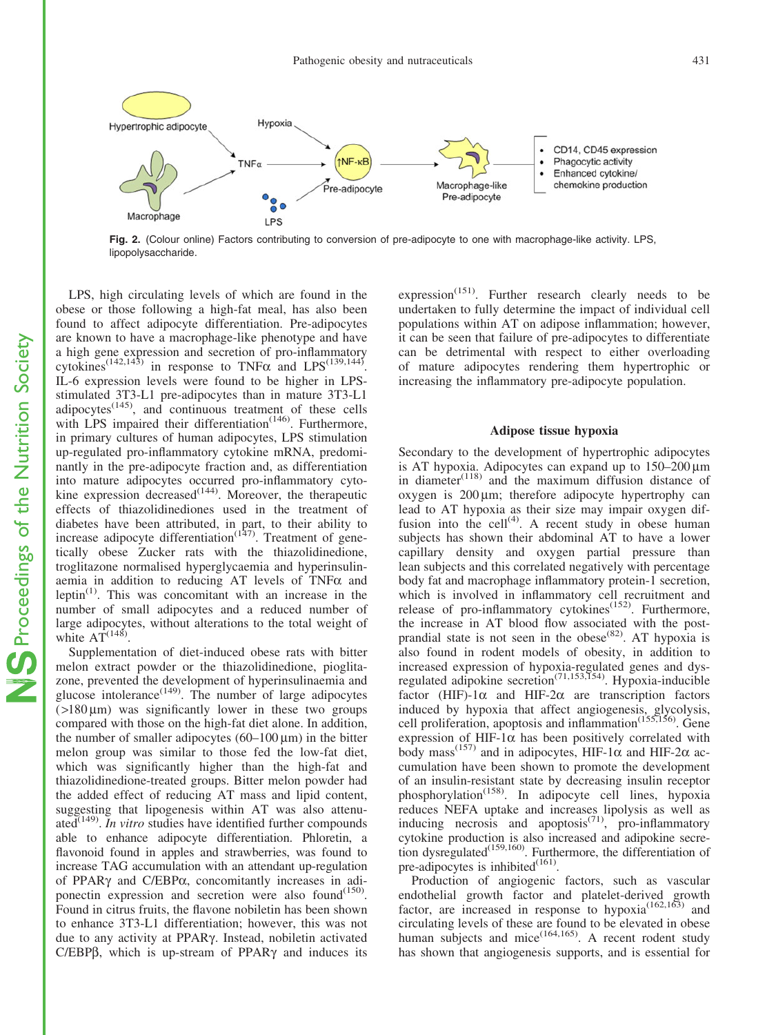Fig. 2. (Colour online) Factors contributing to conversion of pre-adipocyte to one with macrophage-like activity. LPS, lipopolysaccharide.

LPS, high circulating levels of which are found in the obese or those following a high-fat meal, has also been found to affect adipocyte differentiation. Pre-adipocytes are known to have a macrophage-like phenotype and have a high gene expression and secretion of pro-inflammatory cytokines[142,143] in response to TNFα and LPS[139,144]. IL-6 expression levels were found to be higher in LPS-stimulated 3T3-L1 pre-adipocytes than in mature 3T3-L1 adipocytes[145], and continuous treatment of these cells with LPS impaired their differentiation[146]. Furthermore, in primary cultures of human adipocytes, LPS stimulation up-regulated pro-inflammatory cytokine mRNA, predominantly in the pre-adipocyte fraction and, as differentiation into mature adipocytes occurred pro-inflammatory cytokine expression decreased[144]. Moreover, the therapeutic effects of thiazolidinediones used in the treatment of diabetes have been attributed, in part, to their ability to increase adipocyte differentiation[147]. Treatment of genetically obese Zucker rats with the thiazolidinedione, troglitazone normalised hyperglycaemia and hyperinsulinaemia in addition to reducing AT levels of TNFα and leptin[1]. This was concomitant with an increase in the number of small adipocytes and a reduced number of large adipocytes, without alterations to the total weight of white AT[148].

Supplementation of diet-induced obese rats with bitter melon extract powder or the thiazolidinedione, pioglitazone, prevented the development of hyperinsulinaemia and glucose intolerance[149]. The number of large adipocytes (>180 μm) was significantly lower in these two groups compared with those on the high-fat diet alone. In addition, the number of smaller adipocytes (60–100 μm) in the bitter melon group was similar to those fed the low-fat diet, which was significantly higher than the high-fat and thiazolidinedione-treated groups. Bitter melon powder had the added effect of reducing AT mass and lipid content, suggesting that lipogenesis within AT was also attenuated[149]. *In vitro* studies have identified further compounds able to enhance adipocyte differentiation. Phloretin, a flavonoid found in apples and strawberries, was found to increase TAG accumulation with an attendant up-regulation of PPARγ and C/EBPα, concomitantly increases in adiponectin expression and secretion were also found[150]. Found in citrus fruits, the flavone nobiletin has been shown to enhance 3T3-L1 differentiation; however, this was not due to any activity at PPARγ. Instead, nobiletin activated C/EBPβ, which is up-stream of PPARγ and induces its expression[151]. Further research clearly needs to be undertaken to fully determine the impact of individual cell populations within AT on adipose inflammation; however, it can be seen that failure of pre-adipocytes to differentiate can be detrimental with respect to either overloading of mature adipocytes rendering them hypertrophic or increasing the inflammatory pre-adipocyte population.

### Adipose tissue hypoxia

Secondary to the development of hypertrophic adipocytes is AT hypoxia. Adipocytes can expand up to 150–200 μm in diameter[118] and the maximum diffusion distance of oxygen is 200 μm; therefore adipocyte hypertrophy can lead to AT hypoxia as their size may impair oxygen diffusion into the cell[4]. A recent study in obese human subjects has shown their abdominal AT to have a lower capillary density and oxygen partial pressure than lean subjects and this correlated negatively with percentage body fat and macrophage inflammatory protein-1 secretion, which is involved in inflammatory cell recruitment and release of pro-inflammatory cytokines[152]. Furthermore, the increase in AT blood flow associated with the post-prandial state is not seen in the obese[82]. AT hypoxia is also found in rodent models of obesity, in addition to increased expression of hypoxia-regulated genes and dysregulated adipokine secretion[71,153,154]. Hypoxia-inducible factor (HIF)-1α and HIF-2α are transcription factors induced by hypoxia that affect angiogenesis, glycolysis, cell proliferation, apoptosis and inflammation[155,156]. Gene expression of HIF-1α has been positively correlated with body mass[157] and in adipocytes, HIF-1α and HIF-2α accumulation have been shown to promote the development of an insulin-resistant state by decreasing insulin receptor phosphorylation[158]. In adipocyte cell lines, hypoxia reduces NEFA uptake and increases lipolysis as well as inducing necrosis and apoptosis[71], pro-inflammatory cytokine production is also increased and adipokine secretion dysregulated[159,160]. Furthermore, the differentiation of pre-adipocytes is inhibited[161].

Production of angiogenic factors, such as vascular endothelial growth factor and platelet-derived growth factor, are increased in response to hypoxia[162,163] and circulating levels of these are found to be elevated in obese human subjects and mice[164,165]. A recent rodent study has shown that angiogenesis supports, and is essential for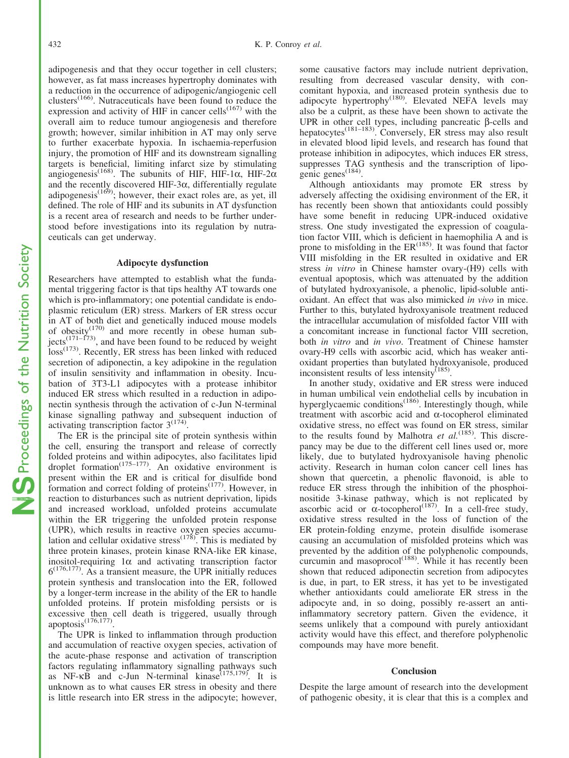adipogenesis and that they occur together in cell clusters; however, as fat mass increases hypertrophy dominates with a reduction in the occurrence of adipogenic/angiogenic cell clusters[166]. Nutraceuticals have been found to reduce the expression and activity of HIF in cancer cells[167] with the overall aim to reduce tumour angiogenesis and therefore growth; however, similar inhibition in AT may only serve to further exacerbate hypoxia. In ischaemia-reperfusion injury, the promotion of HIF and its downstream signalling targets is beneficial, limiting infarct size by stimulating angiogenesis[168]. The subunits of HIF, HIF-1α, HIF-2α and the recently discovered HIF-3α, differentially regulate adipogenesis[169]; however, their exact roles are, as yet, ill defined. The role of HIF and its subunits in AT dysfunction is a recent area of research and needs to be further understood before investigations into its regulation by nutraceuticals can get underway.

### Adipocyte dysfunction

Researchers have attempted to establish what the fundamental triggering factor is that tips healthy AT towards one which is pro-inflammatory; one potential candidate is endoplasmic reticulum (ER) stress. Markers of ER stress occur in AT of both diet and genetically induced mouse models of obesity[170] and more recently in obese human subjects[171–173], and have been found to be reduced by weight loss[173]. Recently, ER stress has been linked with reduced secretion of adiponectin, a key adipokine in the regulation of insulin sensitivity and inflammation in obesity. Incubation of 3T3-L1 adipocytes with a protease inhibitor induced ER stress which resulted in a reduction in adiponectin synthesis through the activation of c-Jun N-terminal kinase signalling pathway and subsequent induction of activating transcription factor 3[174].

The ER is the principal site of protein synthesis within the cell, ensuring the transport and release of correctly folded proteins and within adipocytes, also facilitates lipid droplet formation[175–177]. An oxidative environment is present within the ER and is critical for disulfide bond formation and correct folding of proteins[177]. However, in reaction to disturbances such as nutrient deprivation, lipids and increased workload, unfolded proteins accumulate within the ER triggering the unfolded protein response (UPR), which results in reactive oxygen species accumulation and cellular oxidative stress[178]. This is mediated by three protein kinases, protein kinase RNA-like ER kinase, inositol-requiring 1α and activating transcription factor 6[176,177]. As a transient measure, the UPR initially reduces protein synthesis and translocation into the ER, followed by a longer-term increase in the ability of the ER to handle unfolded proteins. If protein misfolding persists or is excessive then cell death is triggered, usually through apoptosis[176,177].

The UPR is linked to inflammation through production and accumulation of reactive oxygen species, activation of the acute-phase response and activation of transcription factors regulating inflammatory signalling pathways such as NF-κB and c-Jun N-terminal kinase[175,179]. It is unknown as to what causes ER stress in obesity and there is little research into ER stress in the adipocyte; however, some causative factors may include nutrient deprivation, resulting from decreased vascular density, with concomitant hypoxia, and increased protein synthesis due to adipocyte hypertrophy[180]. Elevated NEFA levels may also be a culprit, as these have been shown to activate the UPR in other cell types, including pancreatic β-cells and hepatocytes[181–183]. Conversely, ER stress may also result in elevated blood lipid levels, and research has found that protease inhibition in adipocytes, which induces ER stress, suppresses TAG synthesis and the transcription of lipogenic genes[184].

Although antioxidants may promote ER stress by adversely affecting the oxidising environment of the ER, it has recently been shown that antioxidants could possibly have some benefit in reducing UPR-induced oxidative stress. One study investigated the expression of coagulation factor VIII, which is deficient in haemophilia A and is prone to misfolding in the ER[185]. It was found that factor VIII misfolding in the ER resulted in oxidative and ER stress *in vitro* in Chinese hamster ovary-(H9) cells with eventual apoptosis, which was attenuated by the addition of butylated hydroxyanisole, a phenolic, lipid-soluble antioxidant. An effect that was also mimicked *in vivo* in mice. Further to this, butylated hydroxyanisole treatment reduced the intracellular accumulation of misfolded factor VIII with a concomitant increase in functional factor VIII secretion, both *in vitro* and *in vivo*. Treatment of Chinese hamster ovary-H9 cells with ascorbic acid, which has weaker antioxidant properties than butylated hydroxyanisole, produced inconsistent results of less intensity[185].

In another study, oxidative and ER stress were induced in human umbilical vein endothelial cells by incubation in hyperglycaemic conditions[186]. Interestingly though, while treatment with ascorbic acid and α-tocopherol eliminated oxidative stress, no effect was found on ER stress, similar to the results found by Malhotra *et al.*[185]. This discrepancy may be due to the different cell lines used or, more likely, due to butylated hydroxyanisole having phenolic activity. Research in human colon cancer cell lines has shown that quercetin, a phenolic flavonoid, is able to reduce ER stress through the inhibition of the phosphoinositide 3-kinase pathway, which is not replicated by ascorbic acid or α-tocopherol[187]. In a cell-free study, oxidative stress resulted in the loss of function of the ER protein-folding enzyme, protein disulfide isomerase causing an accumulation of misfolded proteins which was prevented by the addition of the polyphenolic compounds, curcumin and masoprocol[188]. While it has recently been shown that reduced adiponectin secretion from adipocytes is due, in part, to ER stress, it has yet to be investigated whether antioxidants could ameliorate ER stress in the adipocyte and, in so doing, possibly re-assert an anti-inflammatory secretory pattern. Given the evidence, it seems unlikely that a compound with purely antioxidant activity would have this effect, and therefore polyphenolic compounds may have more benefit.

### Conclusion

Despite the large amount of research into the development of pathogenic obesity, it is clear that this is a complex and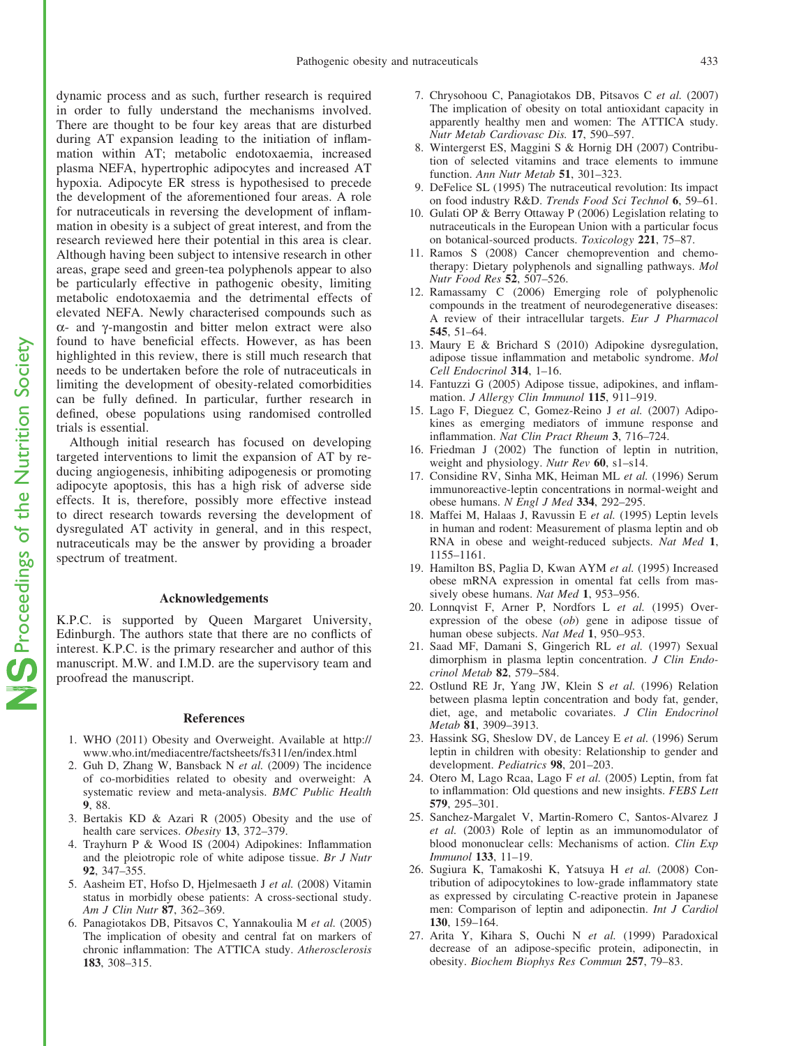dynamic process and as such, further research is required in order to fully understand the mechanisms involved. There are thought to be four key areas that are disturbed during AT expansion leading to the initiation of inflammation within AT; metabolic endotoxaemia, increased plasma NEFA, hypertrophic adipocytes and increased AT hypoxia. Adipocyte ER stress is hypothesised to precede the development of the aforementioned four areas. A role for nutraceuticals in reversing the development of inflammation in obesity is a subject of great interest, and from the research reviewed here their potential in this area is clear. Although having been subject to intensive research in other areas, grape seed and green-tea polyphenols appear to also be particularly effective in pathogenic obesity, limiting metabolic endotoxaemia and the detrimental effects of elevated NEFA. Newly characterised compounds such as α- and γ-mangostin and bitter melon extract were also found to have beneficial effects. However, as has been highlighted in this review, there is still much research that needs to be undertaken before the role of nutraceuticals in limiting the development of obesity-related comorbidities can be fully defined. In particular, further research in defined, obese populations using randomised controlled trials is essential.

Although initial research has focused on developing targeted interventions to limit the expansion of AT by reducing angiogenesis, inhibiting adipogenesis or promoting adipocyte apoptosis, this has a high risk of adverse side effects. It is, therefore, possibly more effective instead to direct research towards reversing the development of dysregulated AT activity in general, and in this respect, nutraceuticals may be the answer by providing a broader spectrum of treatment.

## Acknowledgements

K.P.C. is supported by Queen Margaret University, Edinburgh. The authors state that there are no conflicts of interest. K.P.C. is the primary researcher and author of this manuscript. M.W. and I.M.D. are the supervisory team and proofread the manuscript.

## References

1. WHO (2011) Obesity and Overweight. Available at http://www.who.int/mediacentre/factsheets/fs311/en/index.html
2. Guh D, Zhang W, Bansback N *et al.* (2009) The incidence of co-morbidities related to obesity and overweight: A systematic review and meta-analysis. *BMC Public Health* **9**, 88.
3. Bertakis KD & Azari R (2005) Obesity and the use of health care services. *Obesity* **13**, 372–379.
4. Trayhurn P & Wood IS (2004) Adipokines: Inflammation and the pleiotropic role of white adipose tissue. *Br J Nutr* **92**, 347–355.
5. Aasheim ET, Hofso D, Hjelmesaeth J *et al.* (2008) Vitamin status in morbidly obese patients: A cross-sectional study. *Am J Clin Nutr* **87**, 362–369.
6. Panagiotakos DB, Pitsavos C, Yannakoulia M *et al.* (2005) The implication of obesity and central fat on markers of chronic inflammation: The ATTICA study. *Atherosclerosis* **183**, 308–315.
7. Chrysohoou C, Panagiotakos DB, Pitsavos C *et al.* (2007) The implication of obesity on total antioxidant capacity in apparently healthy men and women: The ATTICA study. *Nutr Metab Cardiovasc Dis.* **17**, 590–597.
8. Wintergerst ES, Maggini S & Hornig DH (2007) Contribution of selected vitamins and trace elements to immune function. *Ann Nutr Metab* **51**, 301–323.
9. DeFelice SL (1995) The nutraceutical revolution: Its impact on food industry R&D. *Trends Food Sci Technol* **6**, 59–61.
10. Gulati OP & Berry Ottaway P (2006) Legislation relating to nutraceuticals in the European Union with a particular focus on botanical-sourced products. *Toxicology* **221**, 75–87.
11. Ramos S (2008) Cancer chemoprevention and chemotherapy: Dietary polyphenols and signalling pathways. *Mol Nutr Food Res* **52**, 507–526.
12. Ramassamy C (2006) Emerging role of polyphenolic compounds in the treatment of neurodegenerative diseases: A review of their intracellular targets. *Eur J Pharmacol* **545**, 51–64.
13. Maury E & Brichard S (2010) Adipokine dysregulation, adipose tissue inflammation and metabolic syndrome. *Mol Cell Endocrinol* **314**, 1–16.
14. Fantuzzi G (2005) Adipose tissue, adipokines, and inflammation. *J Allergy Clin Immunol* **115**, 911–919.
15. Lago F, Dieguez C, Gomez-Reino J *et al.* (2007) Adipokines as emerging mediators of immune response and inflammation. *Nat Clin Pract Rheum* **3**, 716–724.
16. Friedman J (2002) The function of leptin in nutrition, weight and physiology. *Nutr Rev* **60**, s1–s14.
17. Considine RV, Sinha MK, Heiman ML *et al.* (1996) Serum immunoreactive-leptin concentrations in normal-weight and obese humans. *N Engl J Med* **334**, 292–295.
18. Maffei M, Halaas J, Ravussin E *et al.* (1995) Leptin levels in human and rodent: Measurement of plasma leptin and ob RNA in obese and weight-reduced subjects. *Nat Med* **1**, 1155–1161.
19. Hamilton BS, Paglia D, Kwan AYM *et al.* (1995) Increased obese mRNA expression in omental fat cells from massively obese humans. *Nat Med* **1**, 953–956.
20. Lonnqvist F, Arner P, Nordfors L *et al.* (1995) Overexpression of the obese (*ob*) gene in adipose tissue of human obese subjects. *Nat Med* **1**, 950–953.
21. Saad MF, Damani S, Gingerich RL *et al.* (1997) Sexual dimorphism in plasma leptin concentration. *J Clin Endocrinol Metab* **82**, 579–584.
22. Ostlund RE Jr, Yang JW, Klein S *et al.* (1996) Relation between plasma leptin concentration and body fat, gender, diet, age, and metabolic covariates. *J Clin Endocrinol Metab* **81**, 3909–3913.
23. Hassink SG, Sheslow DV, de Lancey E *et al.* (1996) Serum leptin in children with obesity: Relationship to gender and development. *Pediatrics* **98**, 201–203.
24. Otero M, Lago Rcaa, Lago F *et al.* (2005) Leptin, from fat to inflammation: Old questions and new insights. *FEBS Lett* **579**, 295–301.
25. Sanchez-Margalet V, Martin-Romero C, Santos-Alvarez J *et al.* (2003) Role of leptin as an immunomodulator of blood mononuclear cells: Mechanisms of action. *Clin Exp Immunol* **133**, 11–19.
26. Sugiura K, Tamakoshi K, Yatsuya H *et al.* (2008) Contribution of adipocytokines to low-grade inflammatory state as expressed by circulating C-reactive protein in Japanese men: Comparison of leptin and adiponectin. *Int J Cardiol* **130**, 159–164.
27. Arita Y, Kihara S, Ouchi N *et al.* (1999) Paradoxical decrease of an adipose-specific protein, adiponectin, in obesity. *Biochem Biophys Res Commun* **257**, 79–83.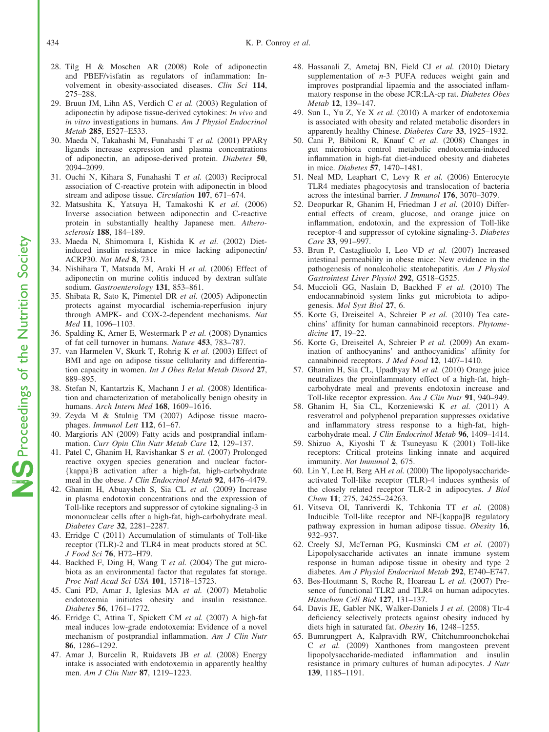28. Tilg H & Moschen AR (2008) Role of adiponectin and PBEF/visfatin as regulators of inflammation: Involvement in obesity-associated diseases. *Clin Sci* **114**, 275–288.
29. Bruun JM, Lihn AS, Verdich C *et al.* (2003) Regulation of adiponectin by adipose tissue-derived cytokines: *In vivo* and *in vitro* investigations in humans. *Am J Physiol Endocrinol Metab* **285**, E527–E533.
30. Maeda N, Takahashi M, Funahashi T *et al.* (2001) PPARγ ligands increase expression and plasma concentrations of adiponectin, an adipose-derived protein. *Diabetes* **50**, 2094–2099.
31. Ouchi N, Kihara S, Funahashi T *et al.* (2003) Reciprocal association of C-reactive protein with adiponectin in blood stream and adipose tissue. *Circulation* **107**, 671–674.
32. Matsushita K, Yatsuya H, Tamakoshi K *et al.* (2006) Inverse association between adiponectin and C-reactive protein in substantially healthy Japanese men. *Atherosclerosis* **188**, 184–189.
33. Maeda N, Shimomura I, Kishida K *et al.* (2002) Diet-induced insulin resistance in mice lacking adiponectin/ACRP30. *Nat Med* **8**, 731.
34. Nishihara T, Matsuda M, Araki H *et al.* (2006) Effect of adiponectin on murine colitis induced by dextran sulfate sodium. *Gastroenterology* **131**, 853–861.
35. Shibata R, Sato K, Pimentel DR *et al.* (2005) Adiponectin protects against myocardial ischemia-reperfusion injury through AMPK- and COX-2-dependent mechanisms. *Nat Med* **11**, 1096–1103.
36. Spalding K, Arner E, Westermark P *et al.* (2008) Dynamics of fat cell turnover in humans. *Nature* **453**, 783–787.
37. van Harmelen V, Skurk T, Rohrig K *et al.* (2003) Effect of BMI and age on adipose tissue cellularity and differentiation capacity in women. *Int J Obes Relat Metab Disord* **27**, 889–895.
38. Stefan N, Kantartzis K, Machann J *et al.* (2008) Identification and characterization of metabolically benign obesity in humans. *Arch Intern Med* **168**, 1609–1616.
39. Zeyda M & Stulnig TM (2007) Adipose tissue macrophages. *Immunol Lett* **112**, 61–67.
40. Margioris AN (2009) Fatty acids and postprandial inflammation. *Curr Opin Clin Nutr Metab Care* **12**, 129–137.
41. Patel C, Ghanim H, Ravishankar S *et al.* (2007) Prolonged reactive oxygen species generation and nuclear factor-{kappa}B activation after a high-fat, high-carbohydrate meal in the obese. *J Clin Endocrinol Metab* **92**, 4476–4479.
42. Ghanim H, Abuaysheh S, Sia CL *et al.* (2009) Increase in plasma endotoxin concentrations and the expression of Toll-like receptors and suppressor of cytokine signaling-3 in mononuclear cells after a high-fat, high-carbohydrate meal. *Diabetes Care* **32**, 2281–2287.
43. Erridge C (2011) Accumulation of stimulants of Toll-like receptor (TLR)-2 and TLR4 in meat products stored at 5C. *J Food Sci* **76**, H72–H79.
44. Backhed F, Ding H, Wang T *et al.* (2004) The gut microbiota as an environmental factor that regulates fat storage. *Proc Natl Acad Sci USA* **101**, 15718–15723.
45. Cani PD, Amar J, Iglesias MA *et al.* (2007) Metabolic endotoxemia initiates obesity and insulin resistance. *Diabetes* **56**, 1761–1772.
46. Erridge C, Attina T, Spickett CM *et al.* (2007) A high-fat meal induces low-grade endotoxemia: Evidence of a novel mechanism of postprandial inflammation. *Am J Clin Nutr* **86**, 1286–1292.
47. Amar J, Burcelin R, Ruidavets JB *et al.* (2008) Energy intake is associated with endotoxemia in apparently healthy men. *Am J Clin Nutr* **87**, 1219–1223.
48. Hassanali Z, Ametaj BN, Field CJ *et al.* (2010) Dietary supplementation of *n*-3 PUFA reduces weight gain and improves postprandial lipaemia and the associated inflammatory response in the obese JCR:LA-cp rat. *Diabetes Obes Metab* **12**, 139–147.
49. Sun L, Yu Z, Ye X *et al.* (2010) A marker of endotoxemia is associated with obesity and related metabolic disorders in apparently healthy Chinese. *Diabetes Care* **33**, 1925–1932.
50. Cani P, Bibiloni R, Knauf C *et al.* (2008) Changes in gut microbiota control metabolic endotoxemia-induced inflammation in high-fat diet-induced obesity and diabetes in mice. *Diabetes* **57**, 1470–1481.
51. Neal MD, Leaphart C, Levy R *et al.* (2006) Enterocyte TLR4 mediates phagocytosis and translocation of bacteria across the intestinal barrier. *J Immunol* **176**, 3070–3079.
52. Deopurkar R, Ghanim H, Friedman J *et al.* (2010) Differential effects of cream, glucose, and orange juice on inflammation, endotoxin, and the expression of Toll-like receptor-4 and suppressor of cytokine signaling-3. *Diabetes Care* **33**, 991–997.
53. Brun P, Castagliuolo I, Leo VD *et al.* (2007) Increased intestinal permeability in obese mice: New evidence in the pathogenesis of nonalcoholic steatohepatitis. *Am J Physiol Gastrointest Liver Physiol* **292**, G518–G525.
54. Muccioli GG, Naslain D, Backhed F *et al.* (2010) The endocannabinoid system links gut microbiota to adipogenesis. *Mol Syst Biol* **27**, 6.
55. Korte G, Dreiseitel A, Schreier P *et al.* (2010) Tea catechins' affinity for human cannabinoid receptors. *Phytomedicine* **17**, 19–22.
56. Korte G, Dreiseitel A, Schreier P *et al.* (2009) An examination of anthocyanins' and anthocyanidins' affinity for cannabinoid receptors. *J Med Food* **12**, 1407–1410.
57. Ghanim H, Sia CL, Upadhyay M *et al.* (2010) Orange juice neutralizes the proinflammatory effect of a high-fat, high-carbohydrate meal and prevents endotoxin increase and Toll-like receptor expression. *Am J Clin Nutr* **91**, 940–949.
58. Ghanim H, Sia CL, Korzeniewski K *et al.* (2011) A resveratrol and polyphenol preparation suppresses oxidative and inflammatory stress response to a high-fat, high-carbohydrate meal. *J Clin Endocrinol Metab* **96**, 1409–1414.
59. Shizuo A, Kiyoshi T & Tsuneyasu K (2001) Toll-like receptors: Critical proteins linking innate and acquired immunity. *Nat Immunol* **2**, 675.
60. Lin Y, Lee H, Berg AH *et al.* (2000) The lipopolysaccharide-activated Toll-like receptor (TLR)-4 induces synthesis of the closely related receptor TLR-2 in adipocytes. *J Biol Chem* **11**; 275, 24255–24263.
61. Vitseva OI, Tanriverdi K, Tchkonia TT *et al.* (2008) Inducible Toll-like receptor and NF-[kappa]B regulatory pathway expression in human adipose tissue. *Obesity* **16**, 932–937.
62. Creely SJ, McTernan PG, Kusminski CM *et al.* (2007) Lipopolysaccharide activates an innate immune system response in human adipose tissue in obesity and type 2 diabetes. *Am J Physiol Endocrinol Metab* **292**, E740–E747.
63. Bes-Houtmann S, Roche R, Hoareau L *et al.* (2007) Presence of functional TLR2 and TLR4 on human adipocytes. *Histochem Cell Biol* **127**, 131–137.
64. Davis JE, Gabler NK, Walker-Daniels J *et al.* (2008) Tlr-4 deficiency selectively protects against obesity induced by diets high in saturated fat. *Obesity* **16**, 1248–1255.
65. Bumrungpert A, Kalpravidh RW, Chitchumroonchokchai C *et al.* (2009) Xanthones from mangosteen prevent lipopolysaccharide-mediated inflammation and insulin resistance in primary cultures of human adipocytes. *J Nutr* **139**, 1185–1191.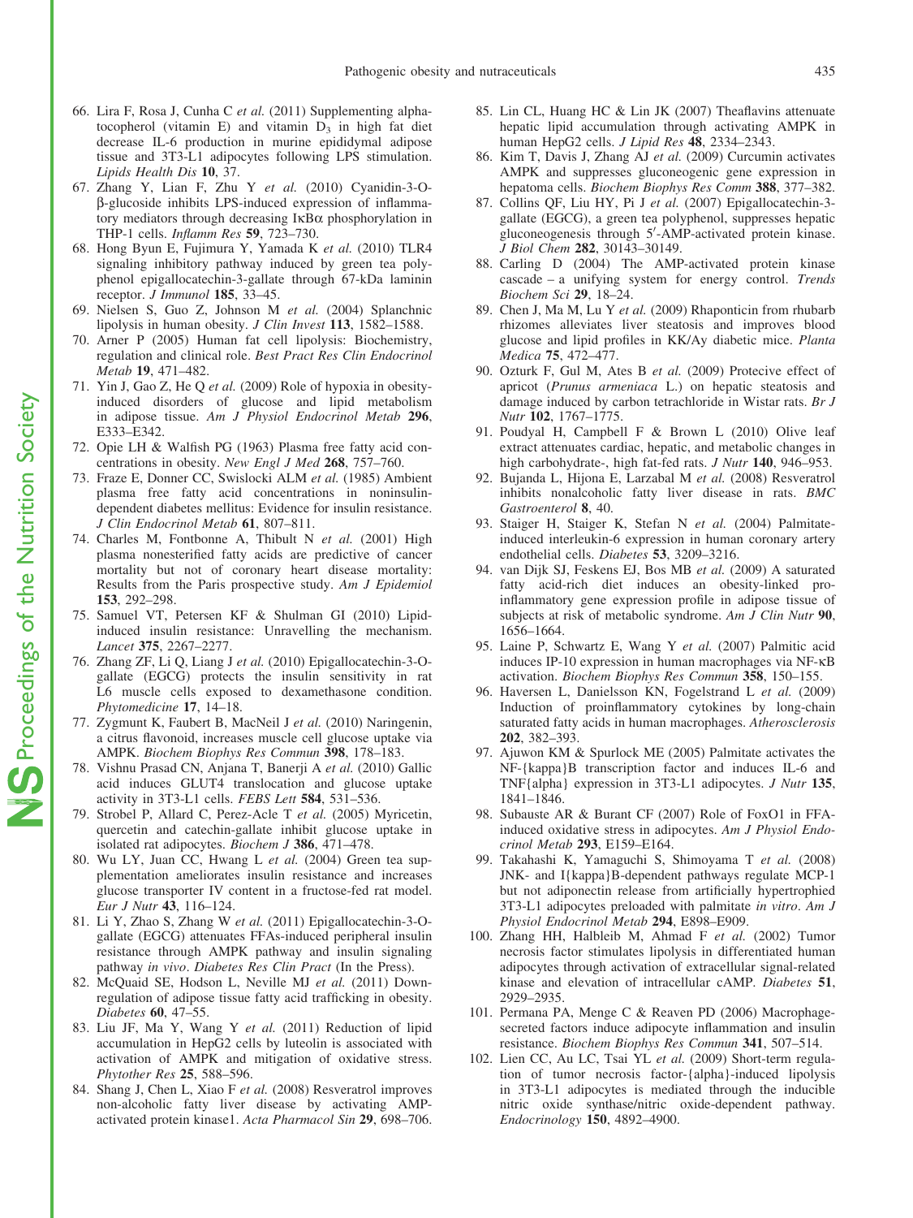66. Lira F, Rosa J, Cunha C *et al.* (2011) Supplementing alpha-tocopherol (vitamin E) and vitamin $D_3$ in high fat diet decrease IL-6 production in murine epididymal adipose tissue and 3T3-L1 adipocytes following LPS stimulation. *Lipids Health Dis* **10**, 37.
67. Zhang Y, Lian F, Zhu Y *et al.* (2010) Cyanidin-3-O-β-glucoside inhibits LPS-induced expression of inflammatory mediators through decreasing IκBα phosphorylation in THP-1 cells. *Inflamm Res* **59**, 723–730.
68. Hong Byun E, Fujimura Y, Yamada K *et al.* (2010) TLR4 signaling inhibitory pathway induced by green tea polyphenol epigallocatechin-3-gallate through 67-kDa laminin receptor. *J Immunol* **185**, 33–45.
69. Nielsen S, Guo Z, Johnson M *et al.* (2004) Splanchnic lipolysis in human obesity. *J Clin Invest* **113**, 1582–1588.
70. Arner P (2005) Human fat cell lipolysis: Biochemistry, regulation and clinical role. *Best Pract Res Clin Endocrinol Metab* **19**, 471–482.
71. Yin J, Gao Z, He Q *et al.* (2009) Role of hypoxia in obesity-induced disorders of glucose and lipid metabolism in adipose tissue. *Am J Physiol Endocrinol Metab* **296**, E333–E342.
72. Opie LH & Walfish PG (1963) Plasma free fatty acid concentrations in obesity. *New Engl J Med* **268**, 757–760.
73. Fraze E, Donner CC, Swislocki ALM *et al.* (1985) Ambient plasma free fatty acid concentrations in noninsulin-dependent diabetes mellitus: Evidence for insulin resistance. *J Clin Endocrinol Metab* **61**, 807–811.
74. Charles M, Fontbonne A, Thibult N *et al.* (2001) High plasma nonesterified fatty acids are predictive of cancer mortality but not of coronary heart disease mortality: Results from the Paris prospective study. *Am J Epidemiol* **153**, 292–298.
75. Samuel VT, Petersen KF & Shulman GI (2010) Lipid-induced insulin resistance: Unravelling the mechanism. *Lancet* **375**, 2267–2277.
76. Zhang ZF, Li Q, Liang J *et al.* (2010) Epigallocatechin-3-O-gallate (EGCG) protects the insulin sensitivity in rat L6 muscle cells exposed to dexamethasone condition. *Phytomedicine* **17**, 14–18.
77. Zygmunt K, Faubert B, MacNeil J *et al.* (2010) Naringenin, a citrus flavonoid, increases muscle cell glucose uptake via AMPK. *Biochem Biophys Res Commun* **398**, 178–183.
78. Vishnu Prasad CN, Anjana T, Banerji A *et al.* (2010) Gallic acid induces GLUT4 translocation and glucose uptake activity in 3T3-L1 cells. *FEBS Lett* **584**, 531–536.
79. Strobel P, Allard C, Perez-Acle T *et al.* (2005) Myricetin, quercetin and catechin-gallate inhibit glucose uptake in isolated rat adipocytes. *Biochem J* **386**, 471–478.
80. Wu LY, Juan CC, Hwang L *et al.* (2004) Green tea supplementation ameliorates insulin resistance and increases glucose transporter IV content in a fructose-fed rat model. *Eur J Nutr* **43**, 116–124.
81. Li Y, Zhao S, Zhang W *et al.* (2011) Epigallocatechin-3-O-gallate (EGCG) attenuates FFAs-induced peripheral insulin resistance through AMPK pathway and insulin signaling pathway *in vivo*. *Diabetes Res Clin Pract* (In the Press).
82. McQuaid SE, Hodson L, Neville MJ *et al.* (2011) Downregulation of adipose tissue fatty acid trafficking in obesity. *Diabetes* **60**, 47–55.
83. Liu JF, Ma Y, Wang Y *et al.* (2011) Reduction of lipid accumulation in HepG2 cells by luteolin is associated with activation of AMPK and mitigation of oxidative stress. *Phytother Res* **25**, 588–596.
84. Shang J, Chen L, Xiao F *et al.* (2008) Resveratrol improves non-alcoholic fatty liver disease by activating AMP-activated protein kinase1. *Acta Pharmacol Sin* **29**, 698–706.
85. Lin CL, Huang HC & Lin JK (2007) Theaflavins attenuate hepatic lipid accumulation through activating AMPK in human HepG2 cells. *J Lipid Res* **48**, 2334–2343.
86. Kim T, Davis J, Zhang AJ *et al.* (2009) Curcumin activates AMPK and suppresses gluconeogenic gene expression in hepatoma cells. *Biochem Biophys Res Comm* **388**, 377–382.
87. Collins QF, Liu HY, Pi J *et al.* (2007) Epigallocatechin-3-gallate (EGCG), a green tea polyphenol, suppresses hepatic gluconeogenesis through 5′-AMP-activated protein kinase. *J Biol Chem* **282**, 30143–30149.
88. Carling D (2004) The AMP-activated protein kinase cascade – a unifying system for energy control. *Trends Biochem Sci* **29**, 18–24.
89. Chen J, Ma M, Lu Y *et al.* (2009) Rhaponticin from rhubarb rhizomes alleviates liver steatosis and improves blood glucose and lipid profiles in KK/Ay diabetic mice. *Planta Medica* **75**, 472–477.
90. Ozturk F, Gul M, Ates B *et al.* (2009) Protecive effect of apricot (*Prunus armeniaca* L.) on hepatic steatosis and damage induced by carbon tetrachloride in Wistar rats. *Br J Nutr* **102**, 1767–1775.
91. Poudyal H, Campbell F & Brown L (2010) Olive leaf extract attenuates cardiac, hepatic, and metabolic changes in high carbohydrate-, high fat-fed rats. *J Nutr* **140**, 946–953.
92. Bujanda L, Hijona E, Larzabal M *et al.* (2008) Resveratrol inhibits nonalcoholic fatty liver disease in rats. *BMC Gastroenterol* **8**, 40.
93. Staiger H, Staiger K, Stefan N *et al.* (2004) Palmitate-induced interleukin-6 expression in human coronary artery endothelial cells. *Diabetes* **53**, 3209–3216.
94. van Dijk SJ, Feskens EJ, Bos MB *et al.* (2009) A saturated fatty acid-rich diet induces an obesity-linked proinflammatory gene expression profile in adipose tissue of subjects at risk of metabolic syndrome. *Am J Clin Nutr* **90**, 1656–1664.
95. Laine P, Schwartz E, Wang Y *et al.* (2007) Palmitic acid induces IP-10 expression in human macrophages via NF-κB activation. *Biochem Biophys Res Commun* **358**, 150–155.
96. Haversen L, Danielsson KN, Fogelstrand L *et al.* (2009) Induction of proinflammatory cytokines by long-chain saturated fatty acids in human macrophages. *Atherosclerosis* **202**, 382–393.
97. Ajuwon KM & Spurlock ME (2005) Palmitate activates the NF-{kappa}B transcription factor and induces IL-6 and TNF{alpha} expression in 3T3-L1 adipocytes. *J Nutr* **135**, 1841–1846.
98. Subauste AR & Burant CF (2007) Role of FoxO1 in FFA-induced oxidative stress in adipocytes. *Am J Physiol Endocrinol Metab* **293**, E159–E164.
99. Takahashi K, Yamaguchi S, Shimoyama T *et al.* (2008) JNK- and I{kappa}B-dependent pathways regulate MCP-1 but not adiponectin release from artificially hypertrophied 3T3-L1 adipocytes preloaded with palmitate *in vitro*. *Am J Physiol Endocrinol Metab* **294**, E898–E909.
100. Zhang HH, Halbleib M, Ahmad F *et al.* (2002) Tumor necrosis factor stimulates lipolysis in differentiated human adipocytes through activation of extracellular signal-related kinase and elevation of intracellular cAMP. *Diabetes* **51**, 2929–2935.
101. Permana PA, Menge C & Reaven PD (2006) Macrophage-secreted factors induce adipocyte inflammation and insulin resistance. *Biochem Biophys Res Commun* **341**, 507–514.
102. Lien CC, Au LC, Tsai YL *et al.* (2009) Short-term regulation of tumor necrosis factor-{alpha}-induced lipolysis in 3T3-L1 adipocytes is mediated through the inducible nitric oxide synthase/nitric oxide-dependent pathway. *Endocrinology* **150**, 4892–4900.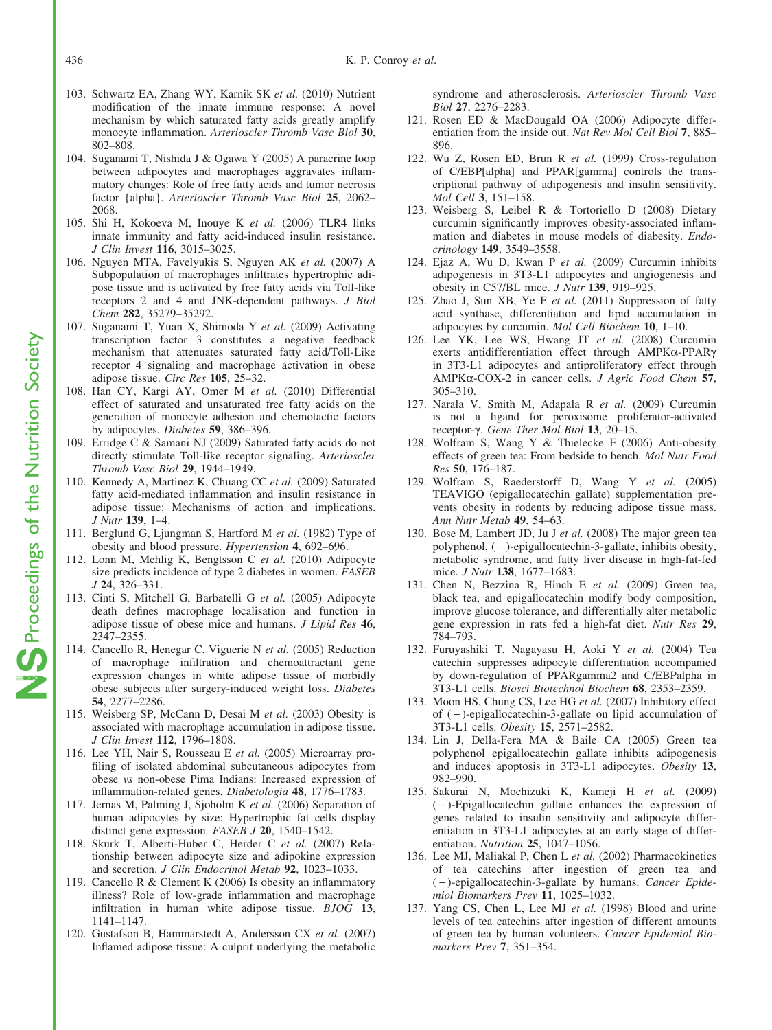103. Schwartz EA, Zhang WY, Karnik SK *et al.* (2010) Nutrient modification of the innate immune response: A novel mechanism by which saturated fatty acids greatly amplify monocyte inflammation. *Arterioscler Thromb Vasc Biol* **30**, 802–808.
104. Suganami T, Nishida J & Ogawa Y (2005) A paracrine loop between adipocytes and macrophages aggravates inflammatory changes: Role of free fatty acids and tumor necrosis factor {alpha}. *Arterioscler Thromb Vasc Biol* **25**, 2062–2068.
105. Shi H, Kokoeva M, Inouye K *et al.* (2006) TLR4 links innate immunity and fatty acid-induced insulin resistance. *J Clin Invest* **116**, 3015–3025.
106. Nguyen MTA, Favelyukis S, Nguyen AK *et al.* (2007) A Subpopulation of macrophages infiltrates hypertrophic adipose tissue and is activated by free fatty acids via Toll-like receptors 2 and 4 and JNK-dependent pathways. *J Biol Chem* **282**, 35279–35292.
107. Suganami T, Yuan X, Shimoda Y *et al.* (2009) Activating transcription factor 3 constitutes a negative feedback mechanism that attenuates saturated fatty acid/Toll-Like receptor 4 signaling and macrophage activation in obese adipose tissue. *Circ Res* **105**, 25–32.
108. Han CY, Kargi AY, Omer M *et al.* (2010) Differential effect of saturated and unsaturated free fatty acids on the generation of monocyte adhesion and chemotactic factors by adipocytes. *Diabetes* **59**, 386–396.
109. Erridge C & Samani NJ (2009) Saturated fatty acids do not directly stimulate Toll-like receptor signaling. *Arterioscler Thromb Vasc Biol* **29**, 1944–1949.
110. Kennedy A, Martinez K, Chuang CC *et al.* (2009) Saturated fatty acid-mediated inflammation and insulin resistance in adipose tissue: Mechanisms of action and implications. *J Nutr* **139**, 1–4.
111. Berglund G, Ljungman S, Hartford M *et al.* (1982) Type of obesity and blood pressure. *Hypertension* **4**, 692–696.
112. Lonn M, Mehlig K, Bengtsson C *et al.* (2010) Adipocyte size predicts incidence of type 2 diabetes in women. *FASEB J* **24**, 326–331.
113. Cinti S, Mitchell G, Barbatelli G *et al.* (2005) Adipocyte death defines macrophage localisation and function in adipose tissue of obese mice and humans. *J Lipid Res* **46**, 2347–2355.
114. Cancello R, Henegar C, Viguerie N *et al.* (2005) Reduction of macrophage infiltration and chemoattractant gene expression changes in white adipose tissue of morbidly obese subjects after surgery-induced weight loss. *Diabetes* **54**, 2277–2286.
115. Weisberg SP, McCann D, Desai M *et al.* (2003) Obesity is associated with macrophage accumulation in adipose tissue. *J Clin Invest* **112**, 1796–1808.
116. Lee YH, Nair S, Rousseau E *et al.* (2005) Microarray profiling of isolated abdominal subcutaneous adipocytes from obese *vs* non-obese Pima Indians: Increased expression of inflammation-related genes. *Diabetologia* **48**, 1776–1783.
117. Jernas M, Palming J, Sjoholm K *et al.* (2006) Separation of human adipocytes by size: Hypertrophic fat cells display distinct gene expression. *FASEB J* **20**, 1540–1542.
118. Skurk T, Alberti-Huber C, Herder C *et al.* (2007) Relationship between adipocyte size and adipokine expression and secretion. *J Clin Endocrinol Metab* **92**, 1023–1033.
119. Cancello R & Clement K (2006) Is obesity an inflammatory illness? Role of low-grade inflammation and macrophage infiltration in human white adipose tissue. *BJOG* **13**, 1141–1147.
120. Gustafson B, Hammarstedt A, Andersson CX *et al.* (2007) Inflamed adipose tissue: A culprit underlying the metabolic syndrome and atherosclerosis. *Arterioscler Thromb Vasc Biol* **27**, 2276–2283.
121. Rosen ED & MacDougald OA (2006) Adipocyte differentiation from the inside out. *Nat Rev Mol Cell Biol* **7**, 885–896.
122. Wu Z, Rosen ED, Brun R *et al.* (1999) Cross-regulation of C/EBP[alpha] and PPAR[gamma] controls the transcriptional pathway of adipogenesis and insulin sensitivity. *Mol Cell* **3**, 151–158.
123. Weisberg S, Leibel R & Tortoriello D (2008) Dietary curcumin significantly improves obesity-associated inflammation and diabetes in mouse models of diabesity. *Endocrinology* **149**, 3549–3558.
124. Ejaz A, Wu D, Kwan P *et al.* (2009) Curcumin inhibits adipogenesis in 3T3-L1 adipocytes and angiogenesis and obesity in C57/BL mice. *J Nutr* **139**, 919–925.
125. Zhao J, Sun XB, Ye F *et al.* (2011) Suppression of fatty acid synthase, differentiation and lipid accumulation in adipocytes by curcumin. *Mol Cell Biochem* **10**, 1–10.
126. Lee YK, Lee WS, Hwang JT *et al.* (2008) Curcumin exerts antidifferentiation effect through AMPK$\alpha$-PPAR$\gamma$ in 3T3-L1 adipocytes and antiproliferatory effect through AMPK$\alpha$-COX-2 in cancer cells. *J Agric Food Chem* **57**, 305–310.
127. Narala V, Smith M, Adapala R *et al.* (2009) Curcumin is not a ligand for peroxisome proliferator-activated receptor-$\gamma$. *Gene Ther Mol Biol* **13**, 20–15.
128. Wolfram S, Wang Y & Thielecke F (2006) Anti-obesity effects of green tea: From bedside to bench. *Mol Nutr Food Res* **50**, 176–187.
129. Wolfram S, Raederstorff D, Wang Y *et al.* (2005) TEAVIGO (epigallocatechin gallate) supplementation prevents obesity in rodents by reducing adipose tissue mass. *Ann Nutr Metab* **49**, 54–63.
130. Bose M, Lambert JD, Ju J *et al.* (2008) The major green tea polyphenol, (−)-epigallocatechin-3-gallate, inhibits obesity, metabolic syndrome, and fatty liver disease in high-fat-fed mice. *J Nutr* **138**, 1677–1683.
131. Chen N, Bezzina R, Hinch E *et al.* (2009) Green tea, black tea, and epigallocatechin modify body composition, improve glucose tolerance, and differentially alter metabolic gene expression in rats fed a high-fat diet. *Nutr Res* **29**, 784–793.
132. Furuyashiki T, Nagayasu H, Aoki Y *et al.* (2004) Tea catechin suppresses adipocyte differentiation accompanied by down-regulation of PPARgamma2 and C/EBPalpha in 3T3-L1 cells. *Biosci Biotechnol Biochem* **68**, 2353–2359.
133. Moon HS, Chung CS, Lee HG *et al.* (2007) Inhibitory effect of (−)-epigallocatechin-3-gallate on lipid accumulation of 3T3-L1 cells. *Obesity* **15**, 2571–2582.
134. Lin J, Della-Fera MA & Baile CA (2005) Green tea polyphenol epigallocatechin gallate inhibits adipogenesis and induces apoptosis in 3T3-L1 adipocytes. *Obesity* **13**, 982–990.
135. Sakurai N, Mochizuki K, Kameji H *et al.* (2009) (−)-Epigallocatechin gallate enhances the expression of genes related to insulin sensitivity and adipocyte differentiation in 3T3-L1 adipocytes at an early stage of differentiation. *Nutrition* **25**, 1047–1056.
136. Lee MJ, Maliakal P, Chen L *et al.* (2002) Pharmacokinetics of tea catechins after ingestion of green tea and (−)-epigallocatechin-3-gallate by humans. *Cancer Epidemiol Biomarkers Prev* **11**, 1025–1032.
137. Yang CS, Chen L, Lee MJ *et al.* (1998) Blood and urine levels of tea catechins after ingestion of different amounts of green tea by human volunteers. *Cancer Epidemiol Biomarkers Prev* **7**, 351–354.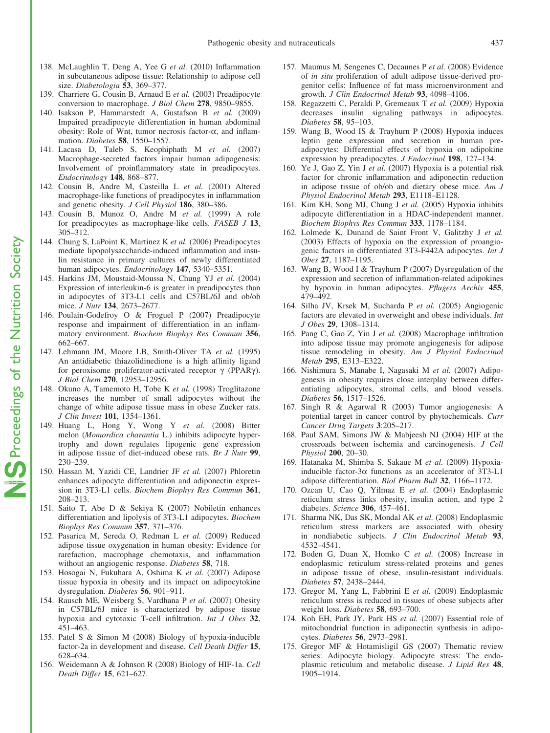138. McLaughlin T, Deng A, Yee G *et al.* (2010) Inflammation in subcutaneous adipose tissue: Relationship to adipose cell size. *Diabetologia* **53**, 369–377.
139. Charriere G, Cousin B, Arnaud E *et al.* (2003) Preadipocyte conversion to macrophage. *J Biol Chem* **278**, 9850–9855.
140. Isakson P, Hammarstedt A, Gustafson B *et al.* (2009) Impaired preadipocyte differentiation in human abdominal obesity: Role of Wnt, tumor necrosis factor-α, and inflammation. *Diabetes* **58**, 1550–1557.
141. Lacasa D, Taleb S, Keophiphath M *et al.* (2007) Macrophage-secreted factors impair human adipogenesis: Involvement of proinflammatory state in preadipocytes. *Endocrinology* **148**, 868–877.
142. Cousin B, Andre M, Casteilla L *et al.* (2001) Altered macrophage-like functions of preadipocytes in inflammation and genetic obesity. *J Cell Physiol* **186**, 380–386.
143. Cousin B, Munoz O, Andre M *et al.* (1999) A role for preadipocytes as macrophage-like cells. *FASEB J* **13**, 305–312.
144. Chung S, LaPoint K, Martinez K *et al.* (2006) Preadipocytes mediate lipopolysaccharide-induced inflammation and insulin resistance in primary cultures of newly differentiated human adipocytes. *Endocrinology* **147**, 5340–5351.
145. Harkins JM, Moustaid-Moussa N, Chung YJ *et al.* (2004) Expression of interleukin-6 is greater in preadipocytes than in adipocytes of 3T3-L1 cells and C57BL/6J and ob/ob mice. *J Nutr* **134**, 2673–2677.
146. Poulain-Godefroy O & Froguel P (2007) Preadipocyte response and impairment of differentiation in an inflammatory environment. *Biochem Biophys Res Commun* **356**, 662–667.
147. Lehmann JM, Moore LB, Smith-Oliver TA *et al.* (1995) An antidiabetic thiazolidinedione is a high affinity ligand for peroxisome proliferator-activated receptor γ (PPARγ). *J Biol Chem* **270**, 12953–12956.
148. Okuno A, Tamemoto H, Tobe K *et al.* (1998) Troglitazone increases the number of small adipocytes without the change of white adipose tissue mass in obese Zucker rats. *J Clin Invest* **101**, 1354–1361.
149. Huang L, Hong Y, Wong Y *et al.* (2008) Bitter melon (*Momordica charantia* L.) inhibits adipocyte hypertrophy and down regulates lipogenic gene expression in adipose tissue of diet-induced obese rats. *Br J Nutr* **99**, 230–239.
150. Hassan M, Yazidi CE, Landrier JF *et al.* (2007) Phloretin enhances adipocyte differentiation and adiponectin expression in 3T3-L1 cells. *Biochem Biophys Res Commun* **361**, 208–213.
151. Saito T, Abe D & Sekiya K (2007) Nobiletin enhances differentiation and lipolysis of 3T3-L1 adipocytes. *Biochem Biophys Res Commun* **357**, 371–376.
152. Pasarica M, Sereda O, Redman L *et al.* (2009) Reduced adipose tissue oxygenation in human obesity: Evidence for rarefaction, macrophage chemotaxis, and inflammation without an angiogenic response. *Diabetes* **58**, 718.
153. Hosogai N, Fukuhara A, Oshima K *et al.* (2007) Adipose tissue hypoxia in obesity and its impact on adipocytokine dysregulation. *Diabetes* **56**, 901–911.
154. Rausch ME, Weisberg S, Vardhana P *et al.* (2007) Obesity in C57BL/6J mice is characterized by adipose tissue hypoxia and cytotoxic T-cell infiltration. *Int J Obes* **32**, 451–463.
155. Patel S & Simon M (2008) Biology of hypoxia-inducible factor-2a in development and disease. *Cell Death Differ* **15**, 628–634.
156. Weidemann A & Johnson R (2008) Biology of HIF-1a. *Cell Death Differ* **15**, 621–627.
157. Maumus M, Sengenes C, Decaunes P *et al.* (2008) Evidence of *in situ* proliferation of adult adipose tissue-derived progenitor cells: Influence of fat mass microenvironment and growth. *J Clin Endocrinol Metab* **93**, 4098–4106.
158. Regazzetti C, Peraldi P, Gremeaux T *et al.* (2009) Hypoxia decreases insulin signaling pathways in adipocytes. *Diabetes* **58**, 95–103.
159. Wang B, Wood IS & Trayhurn P (2008) Hypoxia induces leptin gene expression and secretion in human preadipocytes: Differential effects of hypoxia on adipokine expression by preadipocytes. *J Endocrinol* **198**, 127–134.
160. Ye J, Gao Z, Yin J *et al.* (2007) Hypoxia is a potential risk factor for chronic inflammation and adiponectin reduction in adipose tissue of ob/ob and dietary obese mice. *Am J Physiol Endocrinol Metab* **293**, E1118–E1128.
161. Kim KH, Song MJ, Chung J *et al.* (2005) Hypoxia inhibits adipocyte differentiation in a HDAC-independent manner. *Biochem Biophys Res Commun* **333**, 1178–1184.
162. Lolmede K, Dunand de Saint Front V, Galitzhy J *et al.* (2003) Effects of hypoxia on the expression of proangiogenic factors in differentiated 3T3-F442A adipocytes. *Int J Obes* **27**, 1187–1195.
163. Wang B, Wood I & Trayhurn P (2007) Dysregulation of the expression and secretion of inflammation-related adipokines by hypoxia in human adipocytes. *Pflugers Archiv* **455**, 479–492.
164. Silha JV, Krsek M, Sucharda P *et al.* (2005) Angiogenic factors are elevated in overweight and obese individuals. *Int J Obes* **29**, 1308–1314.
165. Pang C, Gao Z, Yin J *et al.* (2008) Macrophage infiltration into adipose tissue may promote angiogenesis for adipose tissue remodeling in obesity. *Am J Physiol Endocrinol Metab* **295**, E313–E322.
166. Nishimura S, Manabe I, Nagasaki M *et al.* (2007) Adipogenesis in obesity requires close interplay between differentiating adipocytes, stromal cells, and blood vessels. *Diabetes* **56**, 1517–1526.
167. Singh R & Agarwal R (2003) Tumor angiogenesis: A potential target in cancer control by phytochemicals. *Curr Cancer Drug Targets* **3**:205–217.
168. Paul SAM, Simons JW & Mabjeesh NJ (2004) HIF at the crossroads between ischemia and carcinogenesis. *J Cell Physiol* **200**, 20–30.
169. Hatanaka M, Shimba S, Sakaue M *et al.* (2009) Hypoxia-inducible factor-3α functions as an accelerator of 3T3-L1 adipose differentiation. *Biol Pharm Bull* **32**, 1166–1172.
170. Ozcan U, Cao Q, Yilmaz E *et al.* (2004) Endoplasmic reticulum stress links obesity, insulin action, and type 2 diabetes. *Science* **306**, 457–461.
171. Sharma NK, Das SK, Mondal AK *et al.* (2008) Endoplasmic reticulum stress markers are associated with obesity in nondiabetic subjects. *J Clin Endocrinol Metab* **93**, 4532–4541.
172. Boden G, Duan X, Homko C *et al.* (2008) Increase in endoplasmic reticulum stress-related proteins and genes in adipose tissue of obese, insulin-resistant individuals. *Diabetes* **57**, 2438–2444.
173. Gregor M, Yang L, Fabbrini E *et al.* (2009) Endoplasmic reticulum stress is reduced in tissues of obese subjects after weight loss. *Diabetes* **58**, 693–700.
174. Koh EH, Park JY, Park HS *et al.* (2007) Essential role of mitochondrial function in adiponectin synthesis in adipocytes. *Diabetes* **56**, 2973–2981.
175. Gregor MF & Hotamisligil GS (2007) Thematic review series: Adipocyte biology. Adipocyte stress: The endoplasmic reticulum and metabolic disease. *J Lipid Res* **48**, 1905–1914.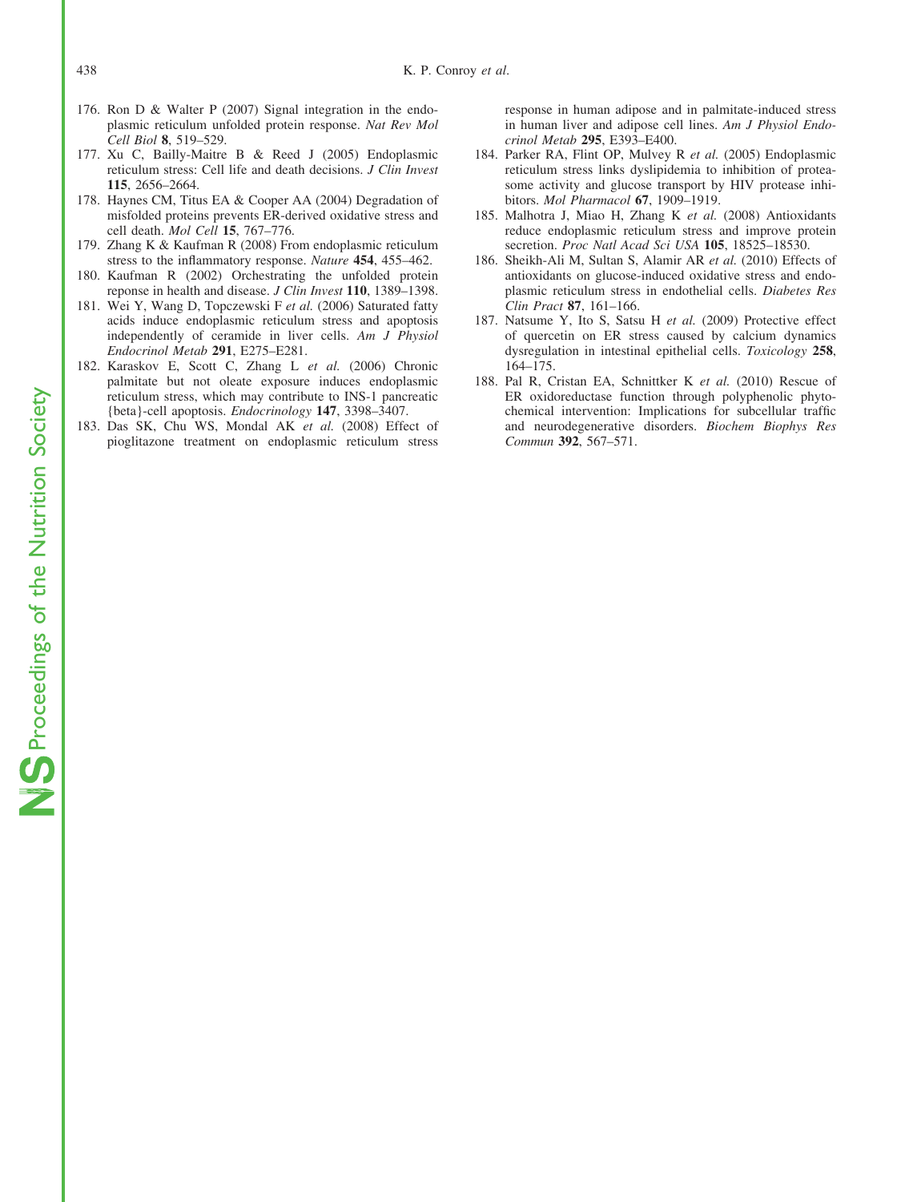176. Ron D & Walter P (2007) Signal integration in the endoplasmic reticulum unfolded protein response. *Nat Rev Mol Cell Biol* **8**, 519–529.
177. Xu C, Bailly-Maitre B & Reed J (2005) Endoplasmic reticulum stress: Cell life and death decisions. *J Clin Invest* **115**, 2656–2664.
178. Haynes CM, Titus EA & Cooper AA (2004) Degradation of misfolded proteins prevents ER-derived oxidative stress and cell death. *Mol Cell* **15**, 767–776.
179. Zhang K & Kaufman R (2008) From endoplasmic reticulum stress to the inflammatory response. *Nature* **454**, 455–462.
180. Kaufman R (2002) Orchestrating the unfolded protein reponse in health and disease. *J Clin Invest* **110**, 1389–1398.
181. Wei Y, Wang D, Topczewski F *et al.* (2006) Saturated fatty acids induce endoplasmic reticulum stress and apoptosis independently of ceramide in liver cells. *Am J Physiol Endocrinol Metab* **291**, E275–E281.
182. Karaskov E, Scott C, Zhang L *et al.* (2006) Chronic palmitate but not oleate exposure induces endoplasmic reticulum stress, which may contribute to INS-1 pancreatic {beta}-cell apoptosis. *Endocrinology* **147**, 3398–3407.
183. Das SK, Chu WS, Mondal AK *et al.* (2008) Effect of pioglitazone treatment on endoplasmic reticulum stress response in human adipose and in palmitate-induced stress in human liver and adipose cell lines. *Am J Physiol Endocrinol Metab* **295**, E393–E400.
184. Parker RA, Flint OP, Mulvey R *et al.* (2005) Endoplasmic reticulum stress links dyslipidemia to inhibition of proteasome activity and glucose transport by HIV protease inhibitors. *Mol Pharmacol* **67**, 1909–1919.
185. Malhotra J, Miao H, Zhang K *et al.* (2008) Antioxidants reduce endoplasmic reticulum stress and improve protein secretion. *Proc Natl Acad Sci USA* **105**, 18525–18530.
186. Sheikh-Ali M, Sultan S, Alamir AR *et al.* (2010) Effects of antioxidants on glucose-induced oxidative stress and endoplasmic reticulum stress in endothelial cells. *Diabetes Res Clin Pract* **87**, 161–166.
187. Natsume Y, Ito S, Satsu H *et al.* (2009) Protective effect of quercetin on ER stress caused by calcium dynamics dysregulation in intestinal epithelial cells. *Toxicology* **258**, 164–175.
188. Pal R, Cristan EA, Schnittker K *et al.* (2010) Rescue of ER oxidoreductase function through polyphenolic phytochemical intervention: Implications for subcellular traffic and neurodegenerative disorders. *Biochem Biophys Res Commun* **392**, 567–571.